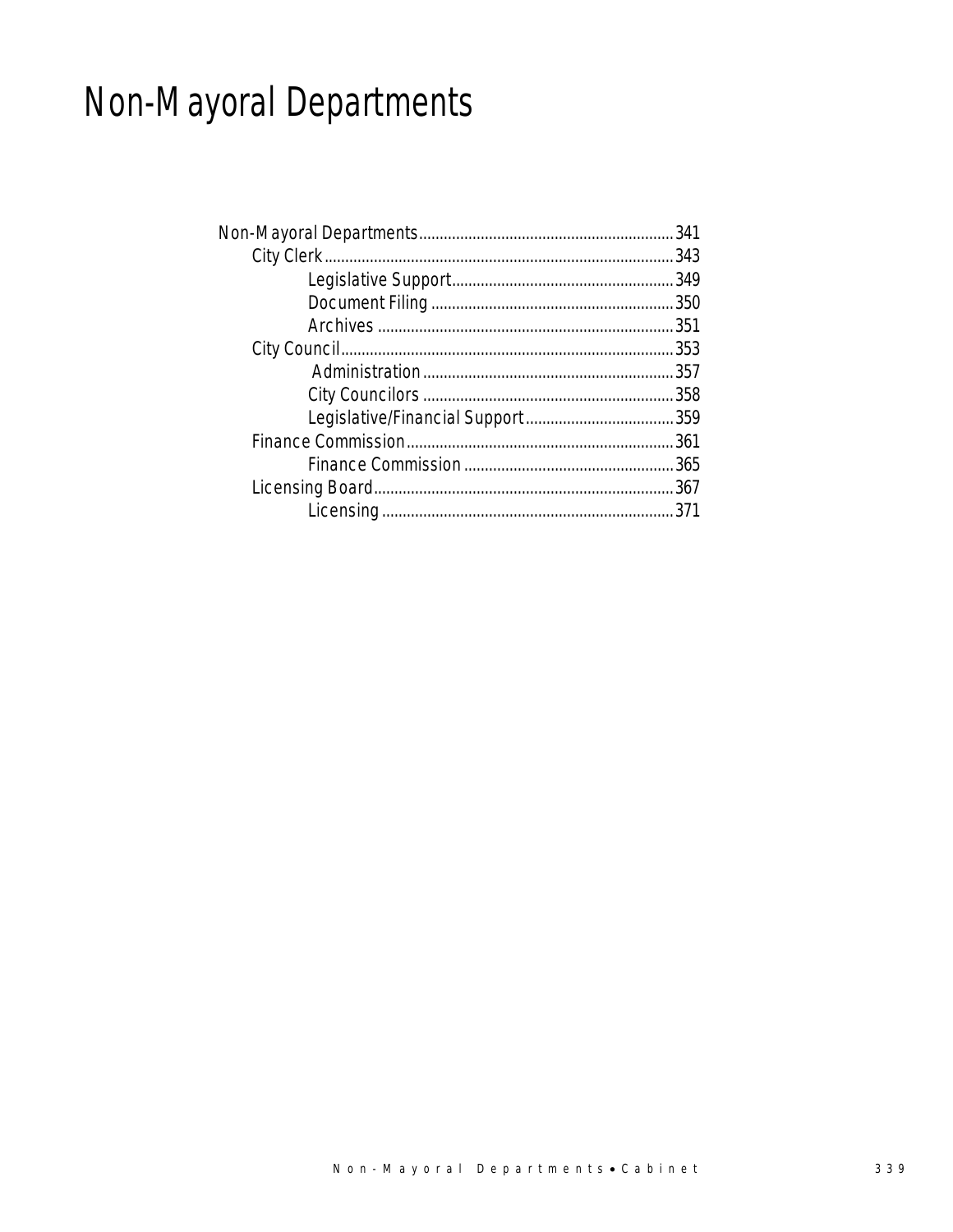# Non-Mayoral Departments

- Non-Mayoral Departments .......... 341
  - City Clerk .......... 343
    - Legislative Support .......... 349
    - Document Filing .......... 350
    - Archives .......... 351
  - City Council .......... 353
    - Administration .......... 357
    - City Councilors .......... 358
    - Legislative/Financial Support .......... 359
  - Finance Commission .......... 361
    - Finance Commission .......... 365
  - Licensing Board .......... 367
    - Licensing .......... 371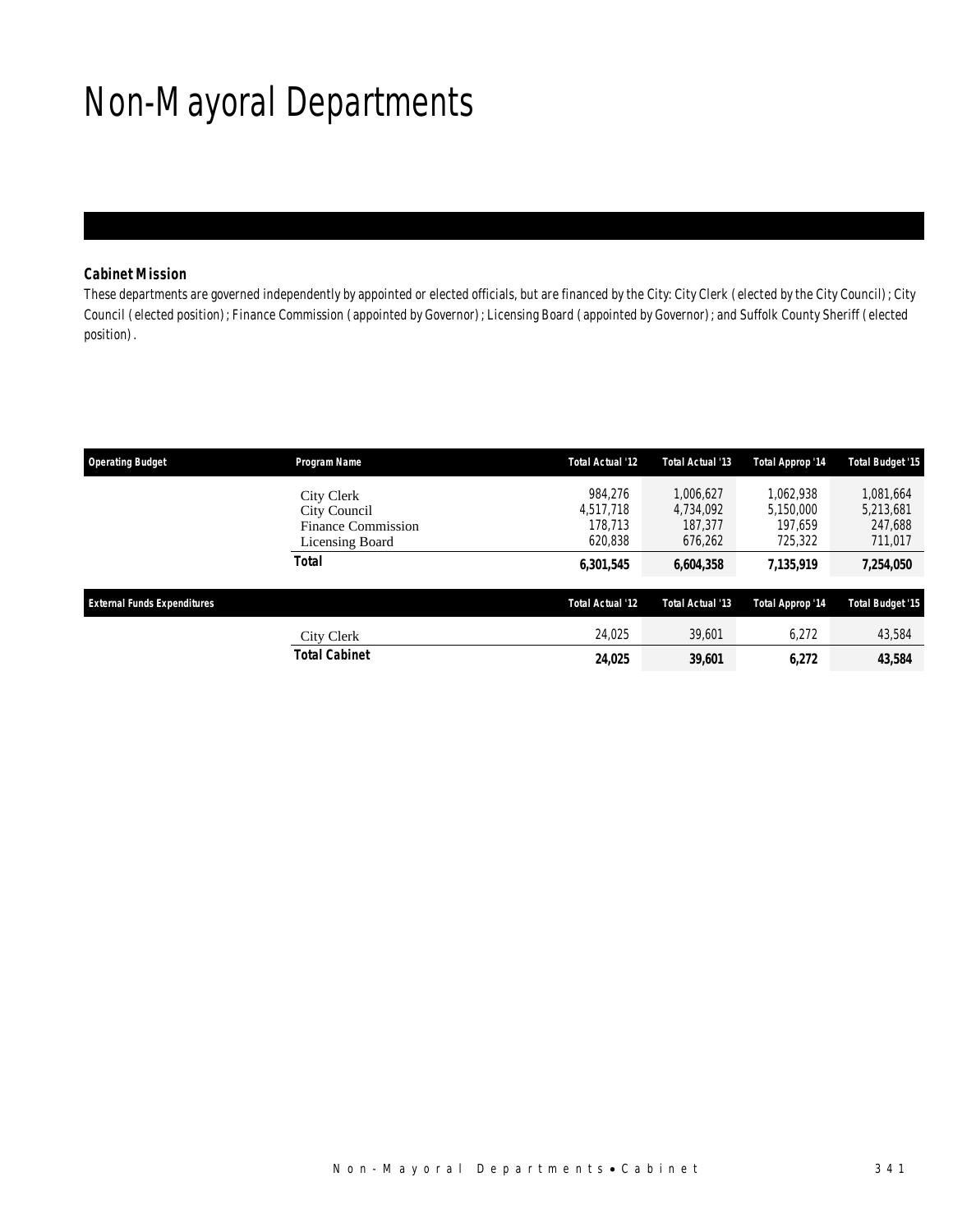# Non-Mayoral Departments

### Cabinet Mission

*These departments are governed independently by appointed or elected officials, but are financed by the City: City Clerk (elected by the City Council); City Council (elected position); Finance Commission (appointed by Governor); Licensing Board (appointed by Governor); and Suffolk County Sheriff (elected position).*

| Operating Budget | Program Name | Total Actual '12 | Total Actual '13 | Total Approp '14 | Total Budget '15 |
|---|---|---|---|---|---|
| | City Clerk | 984,276 | 1,006,627 | 1,062,938 | 1,081,664 |
| | City Council | 4,517,718 | 4,734,092 | 5,150,000 | 5,213,681 |
| | Finance Commission | 178,713 | 187,377 | 197,659 | 247,688 |
| | Licensing Board | 620,838 | 676,262 | 725,322 | 711,017 |
| | **Total** | **6,301,545** | **6,604,358** | **7,135,919** | **7,254,050** |

| External Funds Expenditures | | Total Actual '12 | Total Actual '13 | Total Approp '14 | Total Budget '15 |
|---|---|---|---|---|---|
| | City Clerk | 24,025 | 39,601 | 6,272 | 43,584 |
| | **Total Cabinet** | **24,025** | **39,601** | **6,272** | **43,584** |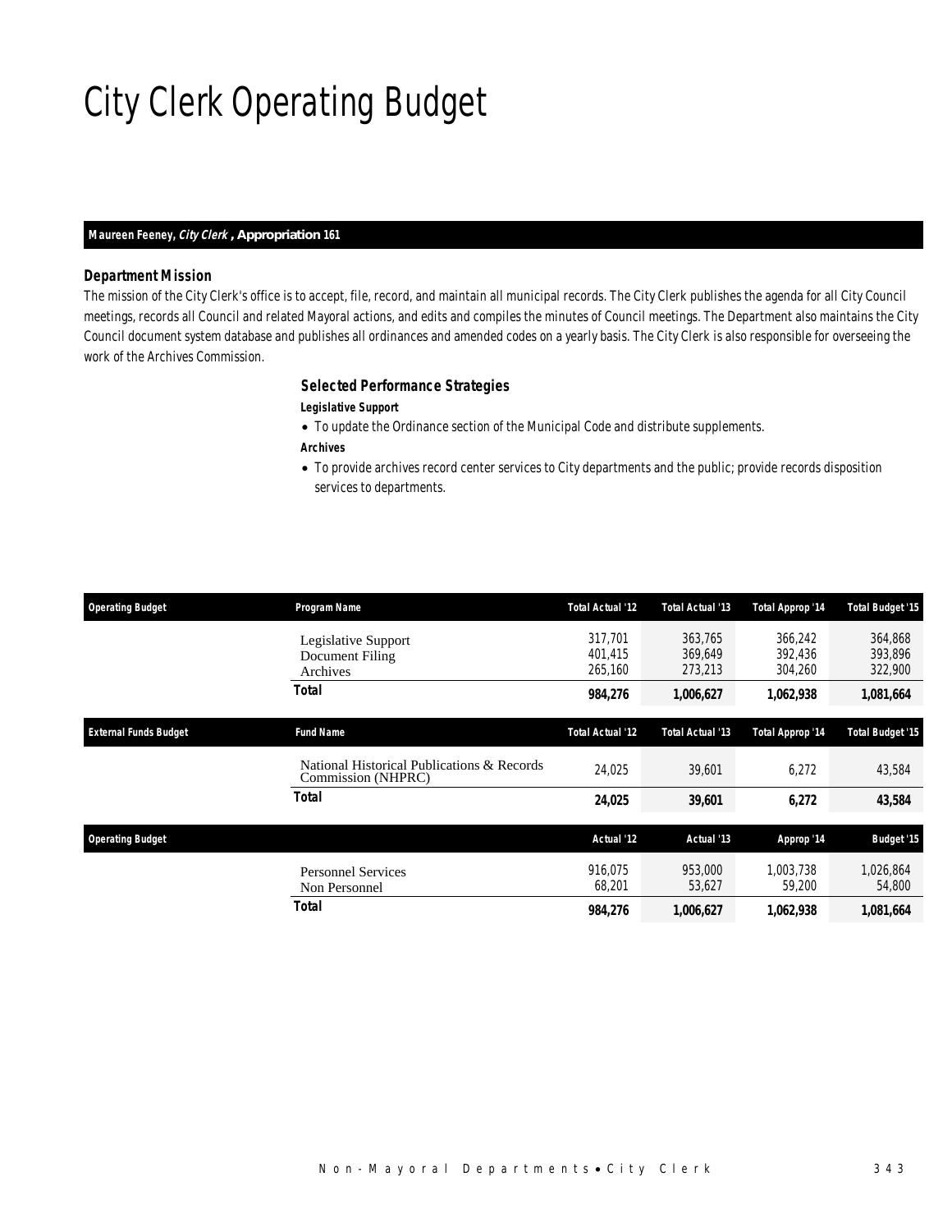# City Clerk Operating Budget

**Maureen Feeney, *City Clerk*, Appropriation 161**

### Department Mission

The mission of the City Clerk's office is to accept, file, record, and maintain all municipal records. The City Clerk publishes the agenda for all City Council meetings, records all Council and related Mayoral actions, and edits and compiles the minutes of Council meetings. The Department also maintains the City Council document system database and publishes all ordinances and amended codes on a yearly basis. The City Clerk is also responsible for overseeing the work of the Archives Commission.

### Selected Performance Strategies

***Legislative Support***

- To update the Ordinance section of the Municipal Code and distribute supplements.

***Archives***

- To provide archives record center services to City departments and the public; provide records disposition services to departments.

| Operating Budget | Program Name | Total Actual '12 | Total Actual '13 | Total Approp '14 | Total Budget '15 |
|---|---|---|---|---|---|
| | Legislative Support | 317,701 | 363,765 | 366,242 | 364,868 |
| | Document Filing | 401,415 | 369,649 | 392,436 | 393,896 |
| | Archives | 265,160 | 273,213 | 304,260 | 322,900 |
| | **Total** | **984,276** | **1,006,627** | **1,062,938** | **1,081,664** |

| External Funds Budget | Fund Name | Total Actual '12 | Total Actual '13 | Total Approp '14 | Total Budget '15 |
|---|---|---|---|---|---|
| | National Historical Publications & Records Commission (NHPRC) | 24,025 | 39,601 | 6,272 | 43,584 |
| | **Total** | **24,025** | **39,601** | **6,272** | **43,584** |

| Operating Budget | | Actual '12 | Actual '13 | Approp '14 | Budget '15 |
|---|---|---|---|---|---|
| | Personnel Services | 916,075 | 953,000 | 1,003,738 | 1,026,864 |
| | Non Personnel | 68,201 | 53,627 | 59,200 | 54,800 |
| | **Total** | **984,276** | **1,006,627** | **1,062,938** | **1,081,664** |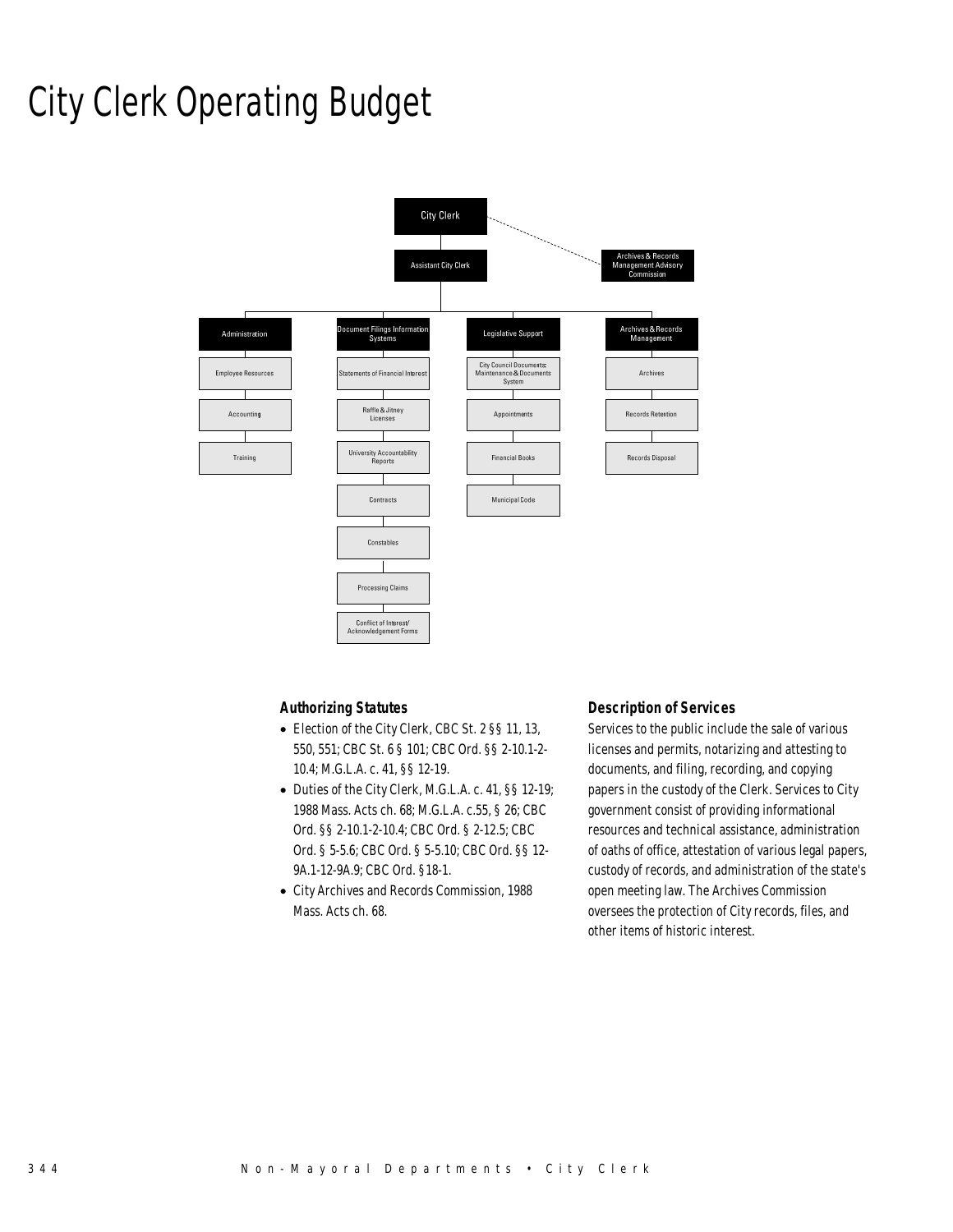# City Clerk Operating Budget

City Clerk

Assistant City Clerk

Archives & Records Management Advisory Commission

| Administration | Document Filings Information Systems | Legislative Support | Archives & Records Management |
| --- | --- | --- | --- |
| Employee Resources | Statements of Financial Interest | City Council Documents; Maintenance & Documents System | Archives |
| Accounting | Raffle & Jitney Licenses | Appointments | Records Retention |
| Training | University Accountability Reports | Financial Books | Records Disposal |
| | Contracts | Municipal Code | |
| | Constables | | |
| | Processing Claims | | |
| | Conflict of Interest/ Acknowledgement Forms | | |

### Authorizing Statutes

- Election of the City Clerk, CBC St. 2 §§ 11, 13, 550, 551; CBC St. 6 § 101; CBC Ord. §§ 2-10.1-2-10.4; M.G.L.A. c. 41, §§ 12-19.
- Duties of the City Clerk, M.G.L.A. c. 41, §§ 12-19; 1988 Mass. Acts ch. 68; M.G.L.A. c.55, § 26; CBC Ord. §§ 2-10.1-2-10.4; CBC Ord. § 2-12.5; CBC Ord. § 5-5.6; CBC Ord. § 5-5.10; CBC Ord. §§ 12-9A.1-12-9A.9; CBC Ord. §18-1.
- City Archives and Records Commission, 1988 Mass. Acts ch. 68.

### Description of Services

Services to the public include the sale of various licenses and permits, notarizing and attesting to documents, and filing, recording, and copying papers in the custody of the Clerk. Services to City government consist of providing informational resources and technical assistance, administration of oaths of office, attestation of various legal papers, custody of records, and administration of the state's open meeting law. The Archives Commission oversees the protection of City records, files, and other items of historic interest.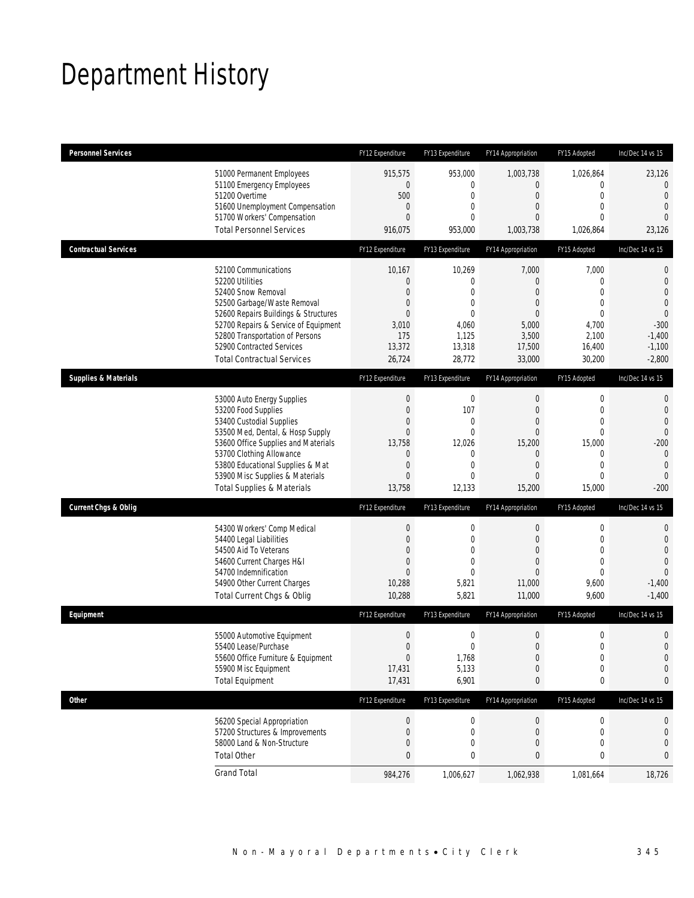# Department History

| Personnel Services | FY12 Expenditure | FY13 Expenditure | FY14 Appropriation | FY15 Adopted | Inc/Dec 14 vs 15 |
|---|---|---|---|---|---|
| 51000 Permanent Employees | 915,575 | 953,000 | 1,003,738 | 1,026,864 | 23,126 |
| 51100 Emergency Employees | 0 | 0 | 0 | 0 | 0 |
| 51200 Overtime | 500 | 0 | 0 | 0 | 0 |
| 51600 Unemployment Compensation | 0 | 0 | 0 | 0 | 0 |
| 51700 Workers' Compensation | 0 | 0 | 0 | 0 | 0 |
| Total Personnel Services | 916,075 | 953,000 | 1,003,738 | 1,026,864 | 23,126 |

| Contractual Services | FY12 Expenditure | FY13 Expenditure | FY14 Appropriation | FY15 Adopted | Inc/Dec 14 vs 15 |
|---|---|---|---|---|---|
| 52100 Communications | 10,167 | 10,269 | 7,000 | 7,000 | 0 |
| 52200 Utilities | 0 | 0 | 0 | 0 | 0 |
| 52400 Snow Removal | 0 | 0 | 0 | 0 | 0 |
| 52500 Garbage/Waste Removal | 0 | 0 | 0 | 0 | 0 |
| 52600 Repairs Buildings & Structures | 0 | 0 | 0 | 0 | 0 |
| 52700 Repairs & Service of Equipment | 3,010 | 4,060 | 5,000 | 4,700 | -300 |
| 52800 Transportation of Persons | 175 | 1,125 | 3,500 | 2,100 | -1,400 |
| 52900 Contracted Services | 13,372 | 13,318 | 17,500 | 16,400 | -1,100 |
| Total Contractual Services | 26,724 | 28,772 | 33,000 | 30,200 | -2,800 |

| Supplies & Materials | FY12 Expenditure | FY13 Expenditure | FY14 Appropriation | FY15 Adopted | Inc/Dec 14 vs 15 |
|---|---|---|---|---|---|
| 53000 Auto Energy Supplies | 0 | 0 | 0 | 0 | 0 |
| 53200 Food Supplies | 0 | 107 | 0 | 0 | 0 |
| 53400 Custodial Supplies | 0 | 0 | 0 | 0 | 0 |
| 53500 Med, Dental, & Hosp Supply | 0 | 0 | 0 | 0 | 0 |
| 53600 Office Supplies and Materials | 13,758 | 12,026 | 15,200 | 15,000 | -200 |
| 53700 Clothing Allowance | 0 | 0 | 0 | 0 | 0 |
| 53800 Educational Supplies & Mat | 0 | 0 | 0 | 0 | 0 |
| 53900 Misc Supplies & Materials | 0 | 0 | 0 | 0 | 0 |
| Total Supplies & Materials | 13,758 | 12,133 | 15,200 | 15,000 | -200 |

| Current Chgs & Oblig | FY12 Expenditure | FY13 Expenditure | FY14 Appropriation | FY15 Adopted | Inc/Dec 14 vs 15 |
|---|---|---|---|---|---|
| 54300 Workers' Comp Medical | 0 | 0 | 0 | 0 | 0 |
| 54400 Legal Liabilities | 0 | 0 | 0 | 0 | 0 |
| 54500 Aid To Veterans | 0 | 0 | 0 | 0 | 0 |
| 54600 Current Charges H&I | 0 | 0 | 0 | 0 | 0 |
| 54700 Indemnification | 0 | 0 | 0 | 0 | 0 |
| 54900 Other Current Charges | 10,288 | 5,821 | 11,000 | 9,600 | -1,400 |
| Total Current Chgs & Oblig | 10,288 | 5,821 | 11,000 | 9,600 | -1,400 |

| Equipment | FY12 Expenditure | FY13 Expenditure | FY14 Appropriation | FY15 Adopted | Inc/Dec 14 vs 15 |
|---|---|---|---|---|---|
| 55000 Automotive Equipment | 0 | 0 | 0 | 0 | 0 |
| 55400 Lease/Purchase | 0 | 0 | 0 | 0 | 0 |
| 55600 Office Furniture & Equipment | 0 | 1,768 | 0 | 0 | 0 |
| 55900 Misc Equipment | 17,431 | 5,133 | 0 | 0 | 0 |
| Total Equipment | 17,431 | 6,901 | 0 | 0 | 0 |

| Other | FY12 Expenditure | FY13 Expenditure | FY14 Appropriation | FY15 Adopted | Inc/Dec 14 vs 15 |
|---|---|---|---|---|---|
| 56200 Special Appropriation | 0 | 0 | 0 | 0 | 0 |
| 57200 Structures & Improvements | 0 | 0 | 0 | 0 | 0 |
| 58000 Land & Non-Structure | 0 | 0 | 0 | 0 | 0 |
| Total Other | 0 | 0 | 0 | 0 | 0 |
| Grand Total | 984,276 | 1,006,627 | 1,062,938 | 1,081,664 | 18,726 |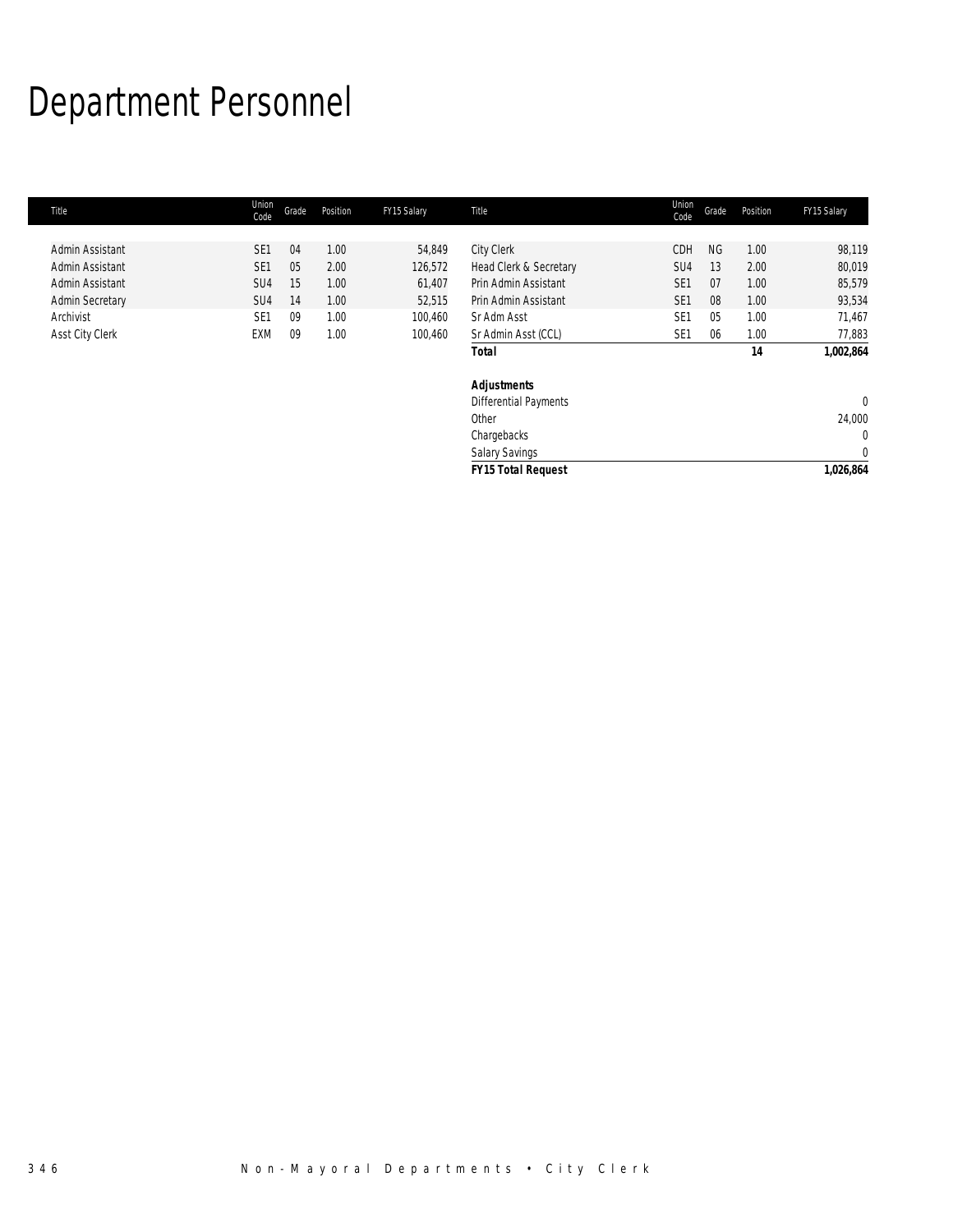# Department Personnel

| Title | Union Code | Grade | Position | FY15 Salary | Title | Union Code | Grade | Position | FY15 Salary |
|---|---|---|---|---|---|---|---|---|---|
| Admin Assistant | SE1 | 04 | 1.00 | 54,849 | City Clerk | CDH | NG | 1.00 | 98,119 |
| Admin Assistant | SE1 | 05 | 2.00 | 126,572 | Head Clerk & Secretary | SU4 | 13 | 2.00 | 80,019 |
| Admin Assistant | SU4 | 15 | 1.00 | 61,407 | Prin Admin Assistant | SE1 | 07 | 1.00 | 85,579 |
| Admin Secretary | SU4 | 14 | 1.00 | 52,515 | Prin Admin Assistant | SE1 | 08 | 1.00 | 93,534 |
| Archivist | SE1 | 09 | 1.00 | 100,460 | Sr Adm Asst | SE1 | 05 | 1.00 | 71,467 |
| Asst City Clerk | EXM | 09 | 1.00 | 100,460 | Sr Admin Asst (CCL) | SE1 | 06 | 1.00 | 77,883 |
| | | | | | **Total** | | | **14** | **1,002,864** |
| | | | | | | | | | |
| | | | | | **Adjustments** | | | | |
| | | | | | Differential Payments | | | | 0 |
| | | | | | Other | | | | 24,000 |
| | | | | | Chargebacks | | | | 0 |
| | | | | | Salary Savings | | | | 0 |
| | | | | | **FY15 Total Request** | | | | **1,026,864** |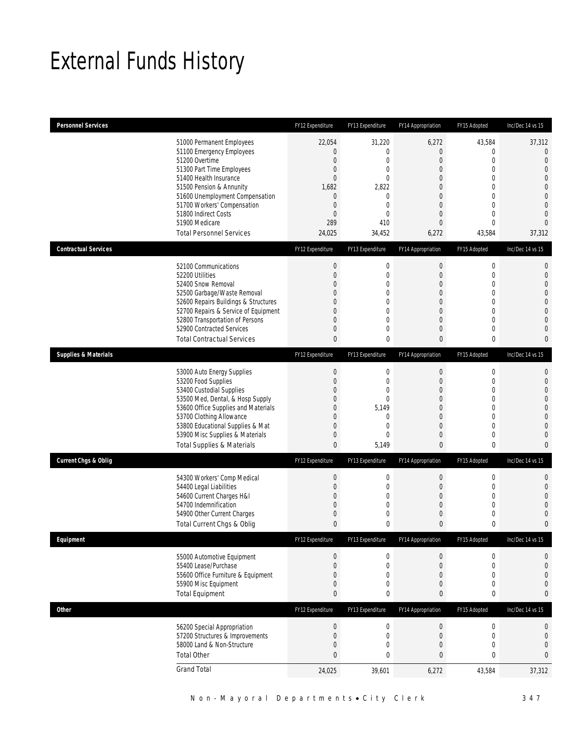# External Funds History

| Personnel Services | FY12 Expenditure | FY13 Expenditure | FY14 Appropriation | FY15 Adopted | Inc/Dec 14 vs 15 |
|---|---|---|---|---|---|
| 51000 Permanent Employees | 22,054 | 31,220 | 6,272 | 43,584 | 37,312 |
| 51100 Emergency Employees | 0 | 0 | 0 | 0 | 0 |
| 51200 Overtime | 0 | 0 | 0 | 0 | 0 |
| 51300 Part Time Employees | 0 | 0 | 0 | 0 | 0 |
| 51400 Health Insurance | 0 | 0 | 0 | 0 | 0 |
| 51500 Pension & Annunity | 1,682 | 2,822 | 0 | 0 | 0 |
| 51600 Unemployment Compensation | 0 | 0 | 0 | 0 | 0 |
| 51700 Workers' Compensation | 0 | 0 | 0 | 0 | 0 |
| 51800 Indirect Costs | 0 | 0 | 0 | 0 | 0 |
| 51900 Medicare | 289 | 410 | 0 | 0 | 0 |
| Total Personnel Services | 24,025 | 34,452 | 6,272 | 43,584 | 37,312 |

| Contractual Services | FY12 Expenditure | FY13 Expenditure | FY14 Appropriation | FY15 Adopted | Inc/Dec 14 vs 15 |
|---|---|---|---|---|---|
| 52100 Communications | 0 | 0 | 0 | 0 | 0 |
| 52200 Utilities | 0 | 0 | 0 | 0 | 0 |
| 52400 Snow Removal | 0 | 0 | 0 | 0 | 0 |
| 52500 Garbage/Waste Removal | 0 | 0 | 0 | 0 | 0 |
| 52600 Repairs Buildings & Structures | 0 | 0 | 0 | 0 | 0 |
| 52700 Repairs & Service of Equipment | 0 | 0 | 0 | 0 | 0 |
| 52800 Transportation of Persons | 0 | 0 | 0 | 0 | 0 |
| 52900 Contracted Services | 0 | 0 | 0 | 0 | 0 |
| Total Contractual Services | 0 | 0 | 0 | 0 | 0 |

| Supplies & Materials | FY12 Expenditure | FY13 Expenditure | FY14 Appropriation | FY15 Adopted | Inc/Dec 14 vs 15 |
|---|---|---|---|---|---|
| 53000 Auto Energy Supplies | 0 | 0 | 0 | 0 | 0 |
| 53200 Food Supplies | 0 | 0 | 0 | 0 | 0 |
| 53400 Custodial Supplies | 0 | 0 | 0 | 0 | 0 |
| 53500 Med, Dental, & Hosp Supply | 0 | 0 | 0 | 0 | 0 |
| 53600 Office Supplies and Materials | 0 | 5,149 | 0 | 0 | 0 |
| 53700 Clothing Allowance | 0 | 0 | 0 | 0 | 0 |
| 53800 Educational Supplies & Mat | 0 | 0 | 0 | 0 | 0 |
| 53900 Misc Supplies & Materials | 0 | 0 | 0 | 0 | 0 |
| Total Supplies & Materials | 0 | 5,149 | 0 | 0 | 0 |

| Current Chgs & Oblig | FY12 Expenditure | FY13 Expenditure | FY14 Appropriation | FY15 Adopted | Inc/Dec 14 vs 15 |
|---|---|---|---|---|---|
| 54300 Workers' Comp Medical | 0 | 0 | 0 | 0 | 0 |
| 54400 Legal Liabilities | 0 | 0 | 0 | 0 | 0 |
| 54600 Current Charges H&I | 0 | 0 | 0 | 0 | 0 |
| 54700 Indemnification | 0 | 0 | 0 | 0 | 0 |
| 54900 Other Current Charges | 0 | 0 | 0 | 0 | 0 |
| Total Current Chgs & Oblig | 0 | 0 | 0 | 0 | 0 |

| Equipment | FY12 Expenditure | FY13 Expenditure | FY14 Appropriation | FY15 Adopted | Inc/Dec 14 vs 15 |
|---|---|---|---|---|---|
| 55000 Automotive Equipment | 0 | 0 | 0 | 0 | 0 |
| 55400 Lease/Purchase | 0 | 0 | 0 | 0 | 0 |
| 55600 Office Furniture & Equipment | 0 | 0 | 0 | 0 | 0 |
| 55900 Misc Equipment | 0 | 0 | 0 | 0 | 0 |
| Total Equipment | 0 | 0 | 0 | 0 | 0 |

| Other | FY12 Expenditure | FY13 Expenditure | FY14 Appropriation | FY15 Adopted | Inc/Dec 14 vs 15 |
|---|---|---|---|---|---|
| 56200 Special Appropriation | 0 | 0 | 0 | 0 | 0 |
| 57200 Structures & Improvements | 0 | 0 | 0 | 0 | 0 |
| 58000 Land & Non-Structure | 0 | 0 | 0 | 0 | 0 |
| Total Other | 0 | 0 | 0 | 0 | 0 |
| Grand Total | 24,025 | 39,601 | 6,272 | 43,584 | 37,312 |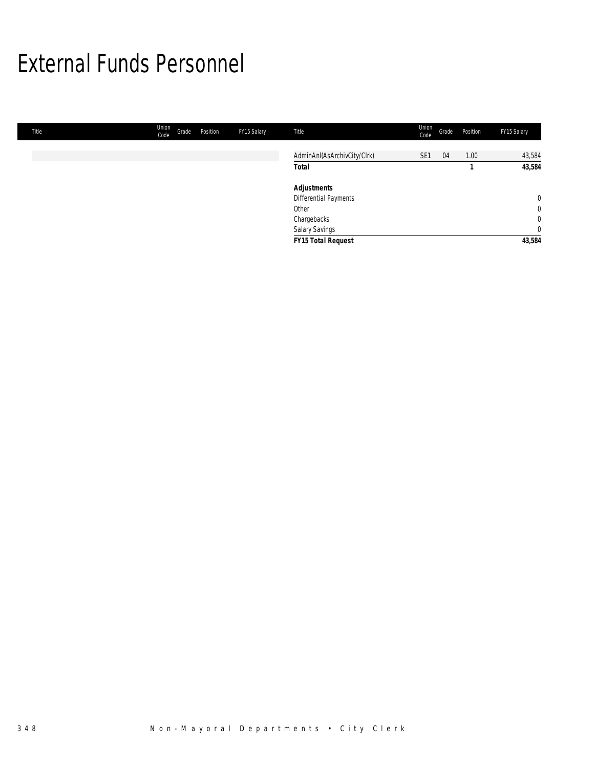# External Funds Personnel

| Title | Union Code | Grade | Position | FY15 Salary |
|---|---|---|---|---|
| AdminAnl(AsArchivCity/Clrk) | SE1 | 04 | 1.00 | 43,584 |
| **Total** | | | **1** | **43,584** |
| **Adjustments** | | | | |
| Differential Payments | | | | 0 |
| Other | | | | 0 |
| Chargebacks | | | | 0 |
| Salary Savings | | | | 0 |
| **FY15 Total Request** | | | | **43,584** |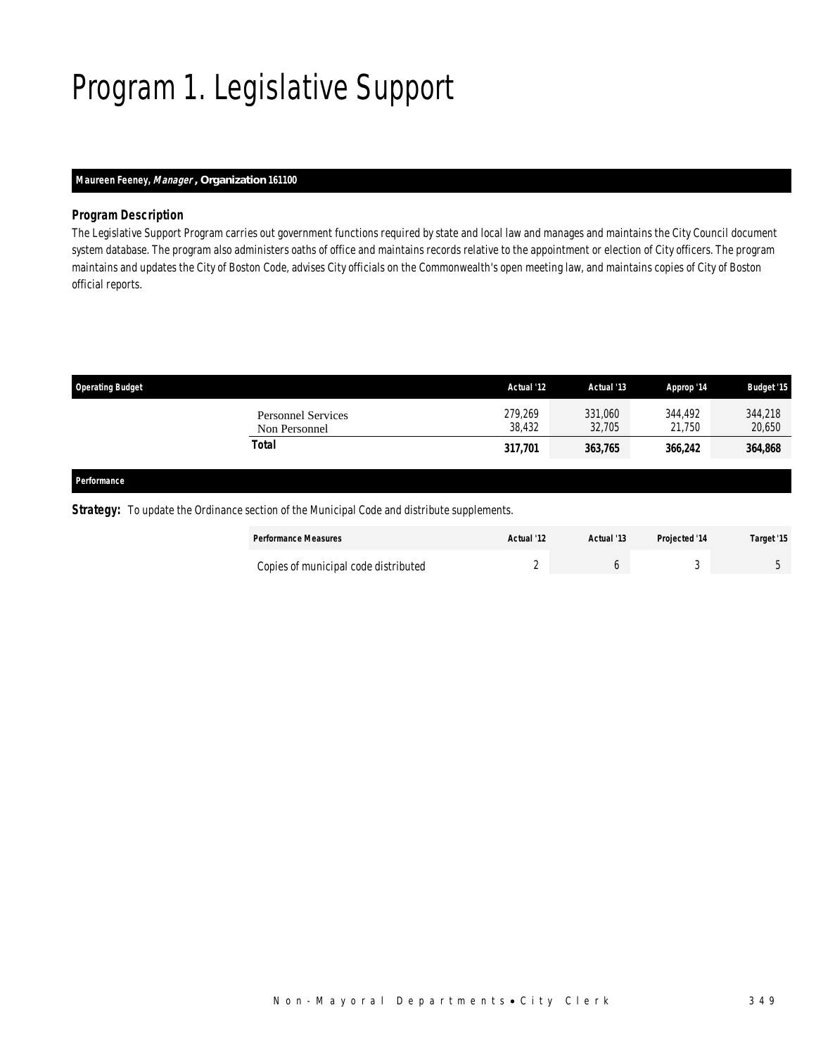# Program 1. Legislative Support

**Maureen Feeney, *Manager*, Organization 161100**

### *Program Description*

*The Legislative Support Program carries out government functions required by state and local law and manages and maintains the City Council document system database. The program also administers oaths of office and maintains records relative to the appointment or election of City officers. The program maintains and updates the City of Boston Code, advises City officials on the Commonwealth's open meeting law, and maintains copies of City of Boston official reports.*

| Operating Budget | Actual '12 | Actual '13 | Approp '14 | Budget '15 |
|---|---|---|---|---|
| Personnel Services | 279,269 | 331,060 | 344,492 | 344,218 |
| Non Personnel | 38,432 | 32,705 | 21,750 | 20,650 |
| **Total** | **317,701** | **363,765** | **366,242** | **364,868** |

### Performance

**Strategy:** To update the Ordinance section of the Municipal Code and distribute supplements.

| Performance Measures | Actual '12 | Actual '13 | Projected '14 | Target '15 |
|---|---|---|---|---|
| Copies of municipal code distributed | 2 | 6 | 3 | 5 |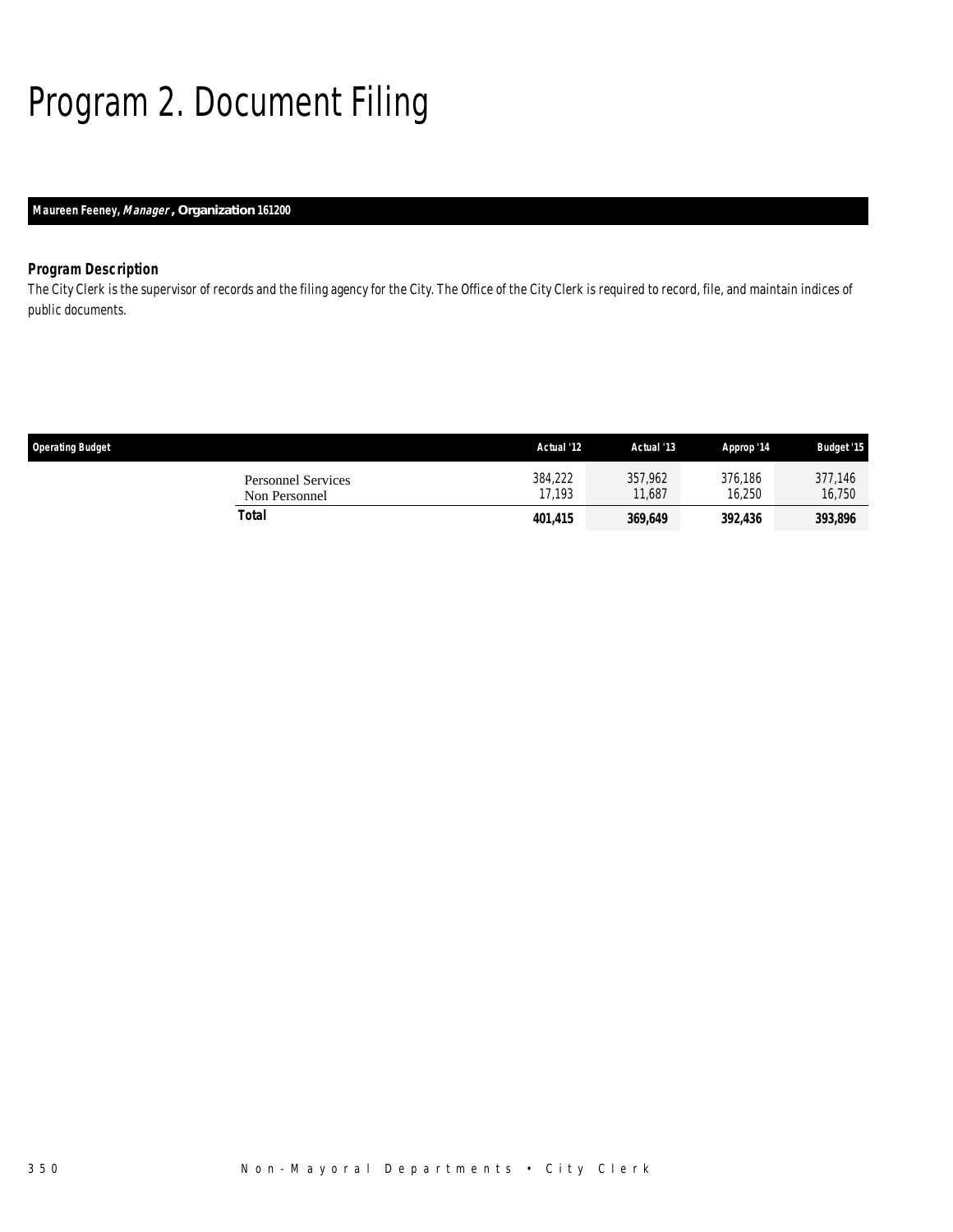# Program 2. Document Filing

**Maureen Feeney, *Manager*, Organization 161200**

### *Program Description*

*The City Clerk is the supervisor of records and the filing agency for the City. The Office of the City Clerk is required to record, file, and maintain indices of public documents.*

| Operating Budget | Actual '12 | Actual '13 | Approp '14 | Budget '15 |
|---|---|---|---|---|
| Personnel Services | 384,222 | 357,962 | 376,186 | 377,146 |
| Non Personnel | 17,193 | 11,687 | 16,250 | 16,750 |
| **Total** | **401,415** | **369,649** | **392,436** | **393,896** |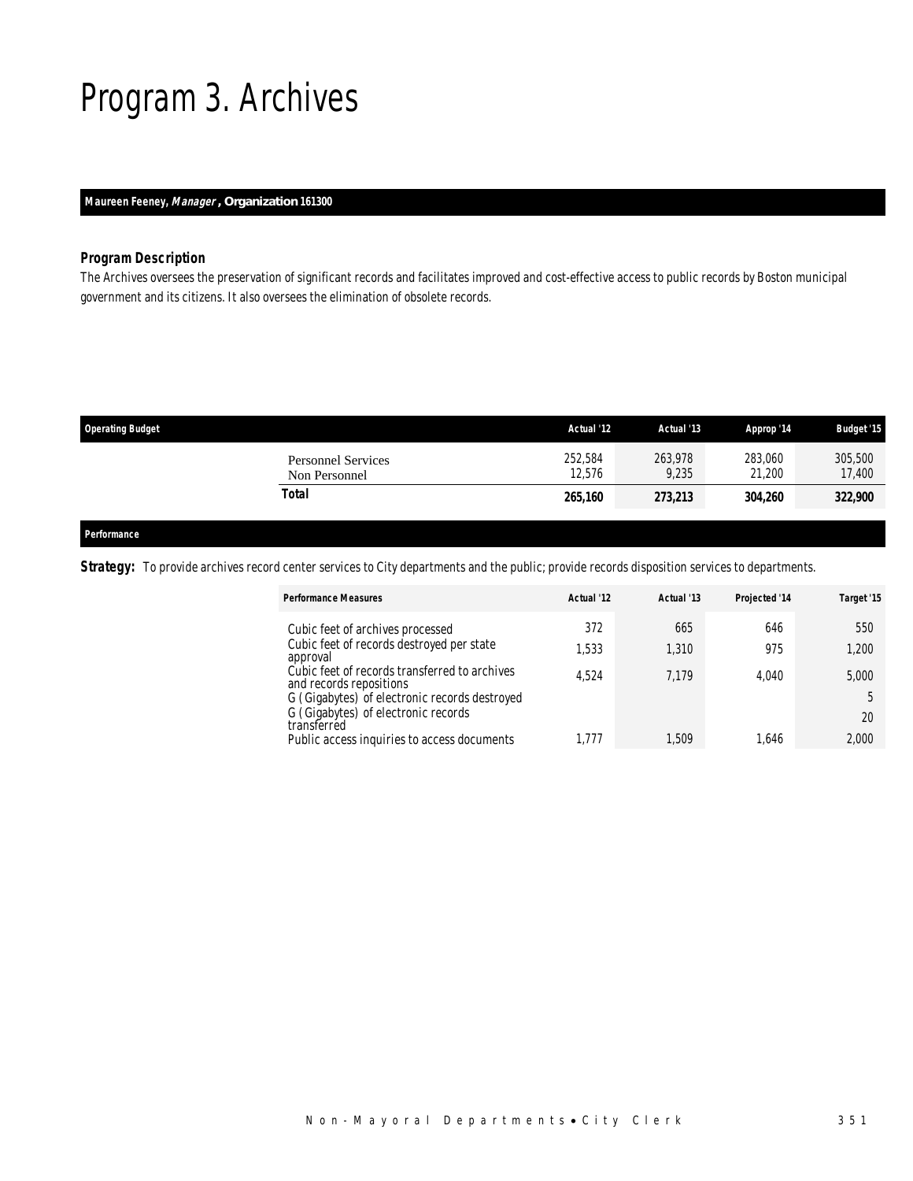# Program 3. Archives

**Maureen Feeney, *Manager*, Organization 161300**

### *Program Description*

The Archives oversees the preservation of significant records and facilitates improved and cost-effective access to public records by Boston municipal government and its citizens. It also oversees the elimination of obsolete records.

| Operating Budget | Actual '12 | Actual '13 | Approp '14 | Budget '15 |
|---|---|---|---|---|
| Personnel Services | 252,584 | 263,978 | 283,060 | 305,500 |
| Non Personnel | 12,576 | 9,235 | 21,200 | 17,400 |
| **Total** | **265,160** | **273,213** | **304,260** | **322,900** |

**Performance**

***Strategy:*** To provide archives record center services to City departments and the public; provide records disposition services to departments.

| Performance Measures | Actual '12 | Actual '13 | Projected '14 | Target '15 |
|---|---|---|---|---|
| Cubic feet of archives processed | 372 | 665 | 646 | 550 |
| Cubic feet of records destroyed per state approval | 1,533 | 1,310 | 975 | 1,200 |
| Cubic feet of records transferred to archives and records repositions | 4,524 | 7,179 | 4,040 | 5,000 |
| G (Gigabytes) of electronic records destroyed | | | | 5 |
| G (Gigabytes) of electronic records transferred | | | | 20 |
| Public access inquiries to access documents | 1,777 | 1,509 | 1,646 | 2,000 |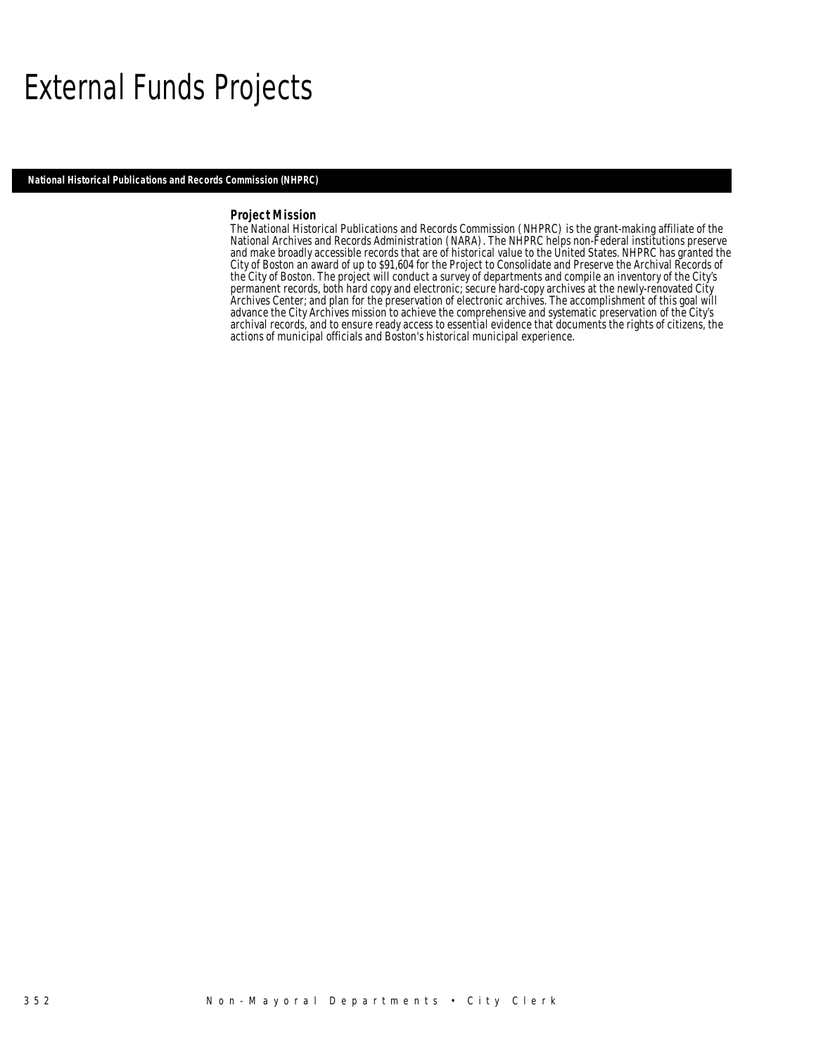# External Funds Projects

## National Historical Publications and Records Commission (NHPRC)

### Project Mission

The National Historical Publications and Records Commission (NHPRC) is the grant-making affiliate of the National Archives and Records Administration (NARA). The NHPRC helps non-Federal institutions preserve and make broadly accessible records that are of historical value to the United States. NHPRC has granted the City of Boston an award of up to $91,604 for the Project to Consolidate and Preserve the Archival Records of the City of Boston. The project will conduct a survey of departments and compile an inventory of the City's permanent records, both hard copy and electronic; secure hard-copy archives at the newly-renovated City Archives Center; and plan for the preservation of electronic archives. The accomplishment of this goal will advance the City Archives mission to achieve the comprehensive and systematic preservation of the City's archival records, and to ensure ready access to essential evidence that documents the rights of citizens, the actions of municipal officials and Boston's historical municipal experience.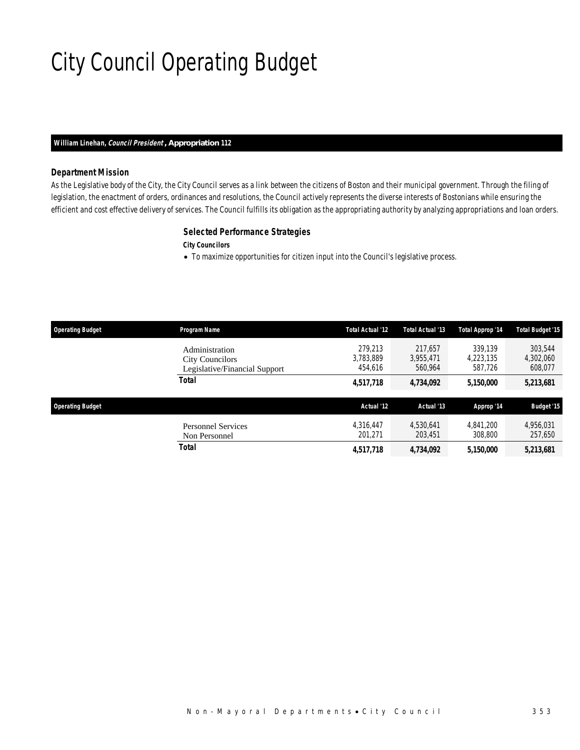# City Council Operating Budget

**William Linehan, *Council President*, Appropriation 112**

### Department Mission

As the Legislative body of the City, the City Council serves as a link between the citizens of Boston and their municipal government. Through the filing of legislation, the enactment of orders, ordinances and resolutions, the Council actively represents the diverse interests of Bostonians while ensuring the efficient and cost effective delivery of services. The Council fulfills its obligation as the appropriating authority by analyzing appropriations and loan orders.

### Selected Performance Strategies

***City Councilors***

- To maximize opportunities for citizen input into the Council's legislative process.

| Operating Budget | Program Name | Total Actual '12 | Total Actual '13 | Total Approp '14 | Total Budget '15 |
|---|---|---|---|---|---|
| | Administration | 279,213 | 217,657 | 339,139 | 303,544 |
| | City Councilors | 3,783,889 | 3,955,471 | 4,223,135 | 4,302,060 |
| | Legislative/Financial Support | 454,616 | 560,964 | 587,726 | 608,077 |
| | **Total** | **4,517,718** | **4,734,092** | **5,150,000** | **5,213,681** |

| Operating Budget | | Actual '12 | Actual '13 | Approp '14 | Budget '15 |
|---|---|---|---|---|---|
| | Personnel Services | 4,316,447 | 4,530,641 | 4,841,200 | 4,956,031 |
| | Non Personnel | 201,271 | 203,451 | 308,800 | 257,650 |
| | **Total** | **4,517,718** | **4,734,092** | **5,150,000** | **5,213,681** |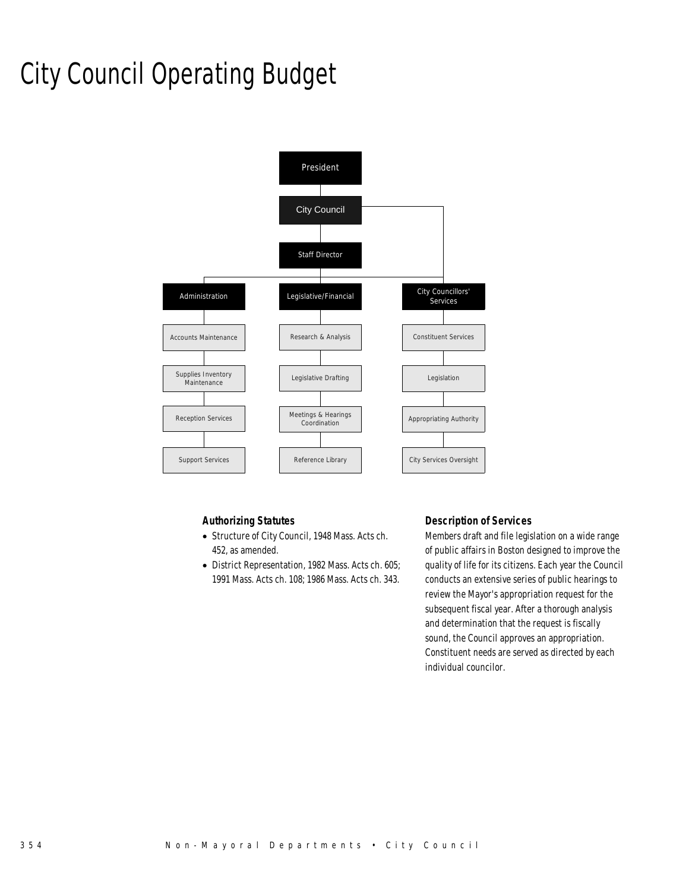# City Council Operating Budget

- President
  - City Council
    - Staff Director
      - Administration
        - Accounts Maintenance
        - Supplies Inventory Maintenance
        - Reception Services
        - Support Services
      - Legislative/Financial
        - Research & Analysis
        - Legislative Drafting
        - Meetings & Hearings Coordination
        - Reference Library
    - City Councillors' Services
      - Constituent Services
      - Legislation
      - Appropriating Authority
      - City Services Oversight

### Authorizing Statutes

- Structure of City Council, 1948 Mass. Acts ch. 452, as amended.
- District Representation, 1982 Mass. Acts ch. 605; 1991 Mass. Acts ch. 108; 1986 Mass. Acts ch. 343.

### Description of Services

Members draft and file legislation on a wide range of public affairs in Boston designed to improve the quality of life for its citizens. Each year the Council conducts an extensive series of public hearings to review the Mayor's appropriation request for the subsequent fiscal year. After a thorough analysis and determination that the request is fiscally sound, the Council approves an appropriation. Constituent needs are served as directed by each individual councilor.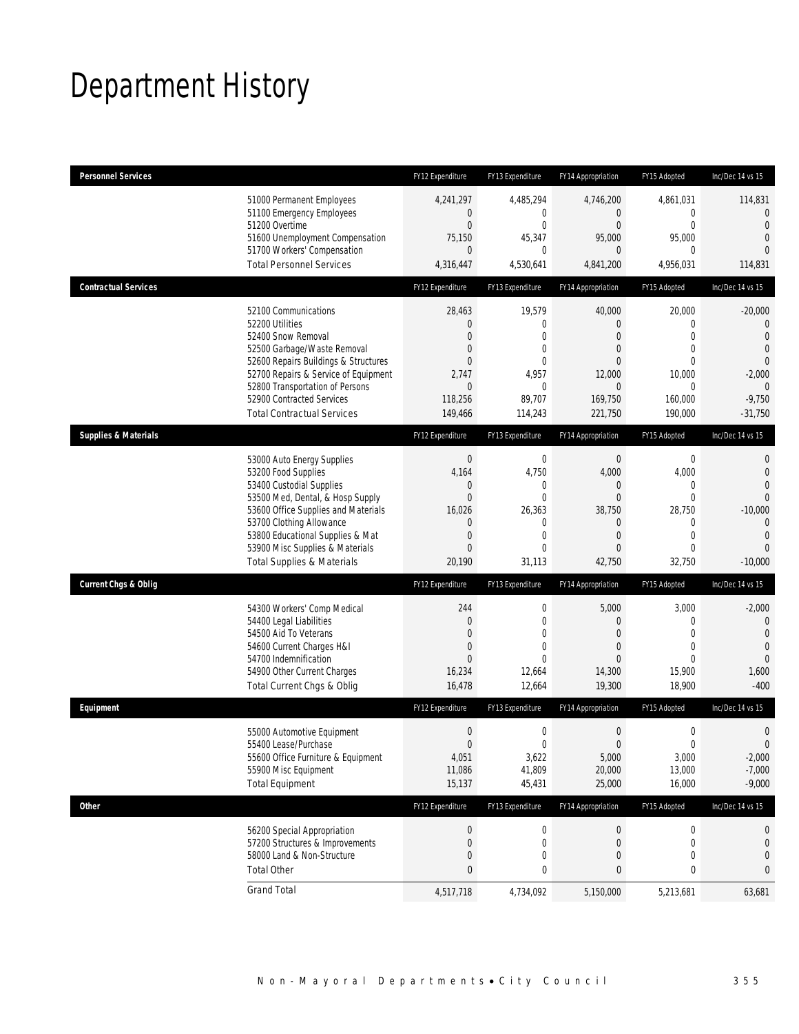# Department History

| Personnel Services | FY12 Expenditure | FY13 Expenditure | FY14 Appropriation | FY15 Adopted | Inc/Dec 14 vs 15 |
|---|---|---|---|---|---|
| 51000 Permanent Employees | 4,241,297 | 4,485,294 | 4,746,200 | 4,861,031 | 114,831 |
| 51100 Emergency Employees | 0 | 0 | 0 | 0 | 0 |
| 51200 Overtime | 0 | 0 | 0 | 0 | 0 |
| 51600 Unemployment Compensation | 75,150 | 45,347 | 95,000 | 95,000 | 0 |
| 51700 Workers' Compensation | 0 | 0 | 0 | 0 | 0 |
| Total Personnel Services | 4,316,447 | 4,530,641 | 4,841,200 | 4,956,031 | 114,831 |

| Contractual Services | FY12 Expenditure | FY13 Expenditure | FY14 Appropriation | FY15 Adopted | Inc/Dec 14 vs 15 |
|---|---|---|---|---|---|
| 52100 Communications | 28,463 | 19,579 | 40,000 | 20,000 | -20,000 |
| 52200 Utilities | 0 | 0 | 0 | 0 | 0 |
| 52400 Snow Removal | 0 | 0 | 0 | 0 | 0 |
| 52500 Garbage/Waste Removal | 0 | 0 | 0 | 0 | 0 |
| 52600 Repairs Buildings & Structures | 0 | 0 | 0 | 0 | 0 |
| 52700 Repairs & Service of Equipment | 2,747 | 4,957 | 12,000 | 10,000 | -2,000 |
| 52800 Transportation of Persons | 0 | 0 | 0 | 0 | 0 |
| 52900 Contracted Services | 118,256 | 89,707 | 169,750 | 160,000 | -9,750 |
| Total Contractual Services | 149,466 | 114,243 | 221,750 | 190,000 | -31,750 |

| Supplies & Materials | FY12 Expenditure | FY13 Expenditure | FY14 Appropriation | FY15 Adopted | Inc/Dec 14 vs 15 |
|---|---|---|---|---|---|
| 53000 Auto Energy Supplies | 0 | 0 | 0 | 0 | 0 |
| 53200 Food Supplies | 4,164 | 4,750 | 4,000 | 4,000 | 0 |
| 53400 Custodial Supplies | 0 | 0 | 0 | 0 | 0 |
| 53500 Med, Dental, & Hosp Supply | 0 | 0 | 0 | 0 | 0 |
| 53600 Office Supplies and Materials | 16,026 | 26,363 | 38,750 | 28,750 | -10,000 |
| 53700 Clothing Allowance | 0 | 0 | 0 | 0 | 0 |
| 53800 Educational Supplies & Mat | 0 | 0 | 0 | 0 | 0 |
| 53900 Misc Supplies & Materials | 0 | 0 | 0 | 0 | 0 |
| Total Supplies & Materials | 20,190 | 31,113 | 42,750 | 32,750 | -10,000 |

| Current Chgs & Oblig | FY12 Expenditure | FY13 Expenditure | FY14 Appropriation | FY15 Adopted | Inc/Dec 14 vs 15 |
|---|---|---|---|---|---|
| 54300 Workers' Comp Medical | 244 | 0 | 5,000 | 3,000 | -2,000 |
| 54400 Legal Liabilities | 0 | 0 | 0 | 0 | 0 |
| 54500 Aid To Veterans | 0 | 0 | 0 | 0 | 0 |
| 54600 Current Charges H&I | 0 | 0 | 0 | 0 | 0 |
| 54700 Indemnification | 0 | 0 | 0 | 0 | 0 |
| 54900 Other Current Charges | 16,234 | 12,664 | 14,300 | 15,900 | 1,600 |
| Total Current Chgs & Oblig | 16,478 | 12,664 | 19,300 | 18,900 | -400 |

| Equipment | FY12 Expenditure | FY13 Expenditure | FY14 Appropriation | FY15 Adopted | Inc/Dec 14 vs 15 |
|---|---|---|---|---|---|
| 55000 Automotive Equipment | 0 | 0 | 0 | 0 | 0 |
| 55400 Lease/Purchase | 0 | 0 | 0 | 0 | 0 |
| 55600 Office Furniture & Equipment | 4,051 | 3,622 | 5,000 | 3,000 | -2,000 |
| 55900 Misc Equipment | 11,086 | 41,809 | 20,000 | 13,000 | -7,000 |
| Total Equipment | 15,137 | 45,431 | 25,000 | 16,000 | -9,000 |

| Other | FY12 Expenditure | FY13 Expenditure | FY14 Appropriation | FY15 Adopted | Inc/Dec 14 vs 15 |
|---|---|---|---|---|---|
| 56200 Special Appropriation | 0 | 0 | 0 | 0 | 0 |
| 57200 Structures & Improvements | 0 | 0 | 0 | 0 | 0 |
| 58000 Land & Non-Structure | 0 | 0 | 0 | 0 | 0 |
| Total Other | 0 | 0 | 0 | 0 | 0 |
| Grand Total | 4,517,718 | 4,734,092 | 5,150,000 | 5,213,681 | 63,681 |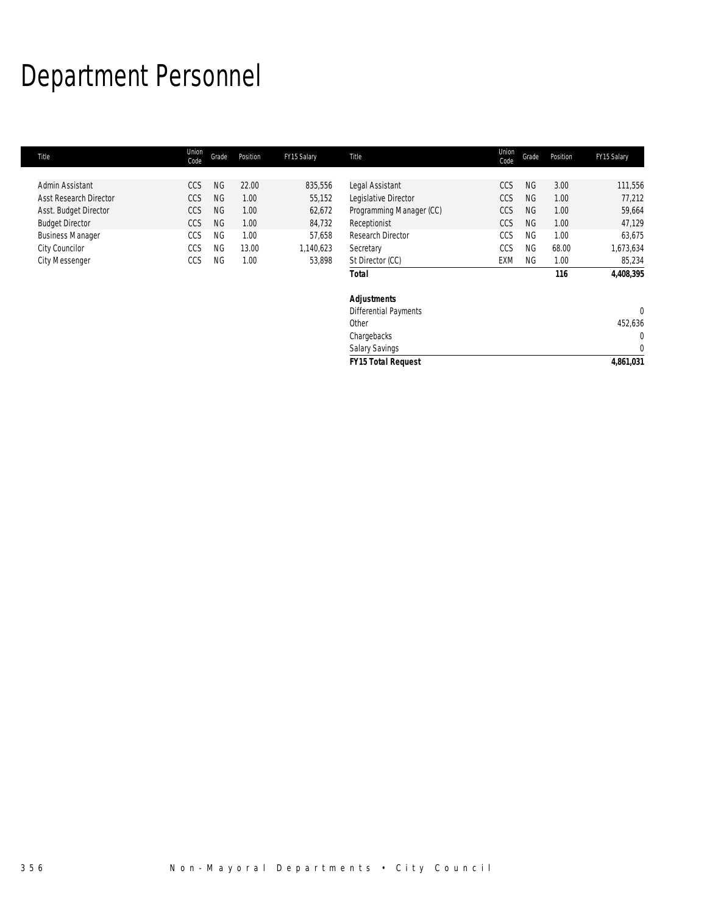# Department Personnel

| Title | Union Code | Grade | Position | FY15 Salary | Title | Union Code | Grade | Position | FY15 Salary |
|---|---|---|---|---|---|---|---|---|---|
| Admin Assistant | CCS | NG | 22.00 | 835,556 | Legal Assistant | CCS | NG | 3.00 | 111,556 |
| Asst Research Director | CCS | NG | 1.00 | 55,152 | Legislative Director | CCS | NG | 1.00 | 77,212 |
| Asst. Budget Director | CCS | NG | 1.00 | 62,672 | Programming Manager (CC) | CCS | NG | 1.00 | 59,664 |
| Budget Director | CCS | NG | 1.00 | 84,732 | Receptionist | CCS | NG | 1.00 | 47,129 |
| Business Manager | CCS | NG | 1.00 | 57,658 | Research Director | CCS | NG | 1.00 | 63,675 |
| City Councilor | CCS | NG | 13.00 | 1,140,623 | Secretary | CCS | NG | 68.00 | 1,673,634 |
| City Messenger | CCS | NG | 1.00 | 53,898 | St Director (CC) | EXM | NG | 1.00 | 85,234 |
| | | | | | **Total** | | | **116** | **4,408,395** |

| ***Adjustments*** | |
|---|---|
| Differential Payments | 0 |
| Other | 452,636 |
| Chargebacks | 0 |
| Salary Savings | 0 |
| ***FY15 Total Request*** | ***4,861,031*** |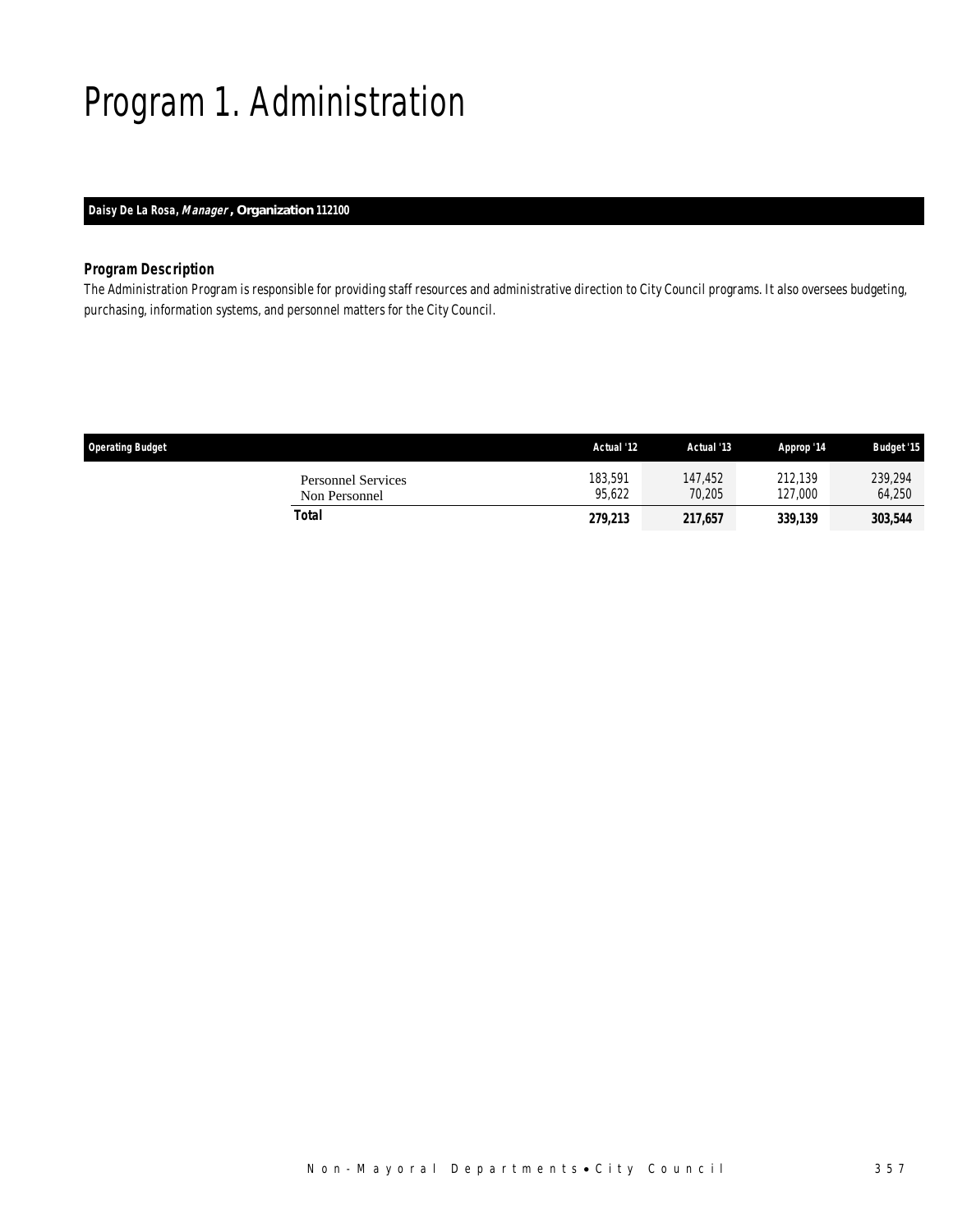# Program 1. Administration

**Daisy De La Rosa, *Manager*, Organization 112100**

### Program Description

*The Administration Program is responsible for providing staff resources and administrative direction to City Council programs. It also oversees budgeting, purchasing, information systems, and personnel matters for the City Council.*

| Operating Budget | Actual '12 | Actual '13 | Approp '14 | Budget '15 |
|---|---|---|---|---|
| Personnel Services | 183,591 | 147,452 | 212,139 | 239,294 |
| Non Personnel | 95,622 | 70,205 | 127,000 | 64,250 |
| **Total** | **279,213** | **217,657** | **339,139** | **303,544** |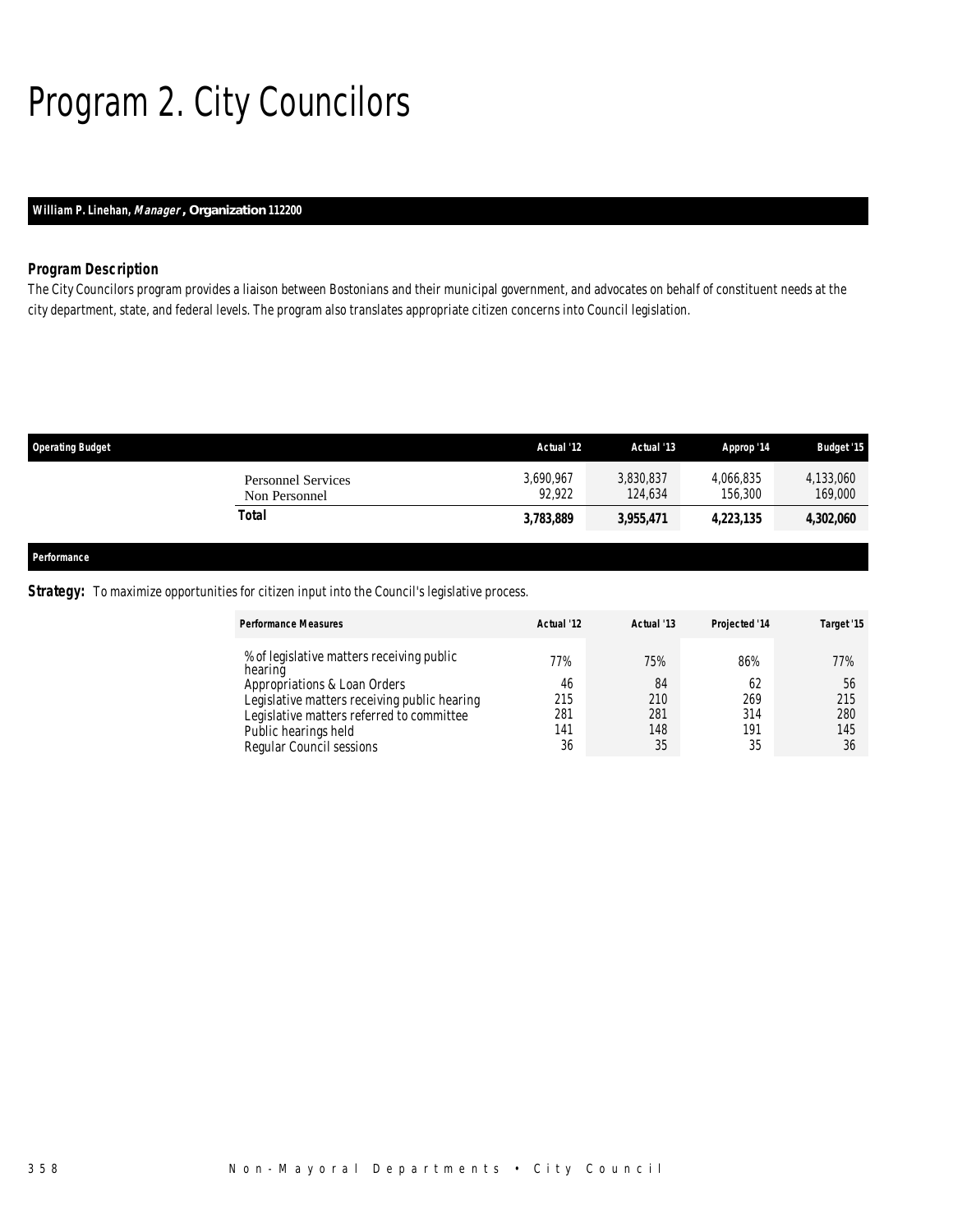# Program 2. City Councilors

**William P. Linehan, *Manager*, Organization 112200**

### *Program Description*

The City Councilors program provides a liaison between Bostonians and their municipal government, and advocates on behalf of constituent needs at the city department, state, and federal levels. The program also translates appropriate citizen concerns into Council legislation.

| Operating Budget | Actual '12 | Actual '13 | Approp '14 | Budget '15 |
|---|---|---|---|---|
| Personnel Services | 3,690,967 | 3,830,837 | 4,066,835 | 4,133,060 |
| Non Personnel | 92,922 | 124,634 | 156,300 | 169,000 |
| **Total** | **3,783,889** | **3,955,471** | **4,223,135** | **4,302,060** |

**Performance**

**Strategy:** To maximize opportunities for citizen input into the Council's legislative process.

| Performance Measures | Actual '12 | Actual '13 | Projected '14 | Target '15 |
|---|---|---|---|---|
| % of legislative matters receiving public hearing | 77% | 75% | 86% | 77% |
| Appropriations & Loan Orders | 46 | 84 | 62 | 56 |
| Legislative matters receiving public hearing | 215 | 210 | 269 | 215 |
| Legislative matters referred to committee | 281 | 281 | 314 | 280 |
| Public hearings held | 141 | 148 | 191 | 145 |
| Regular Council sessions | 36 | 35 | 35 | 36 |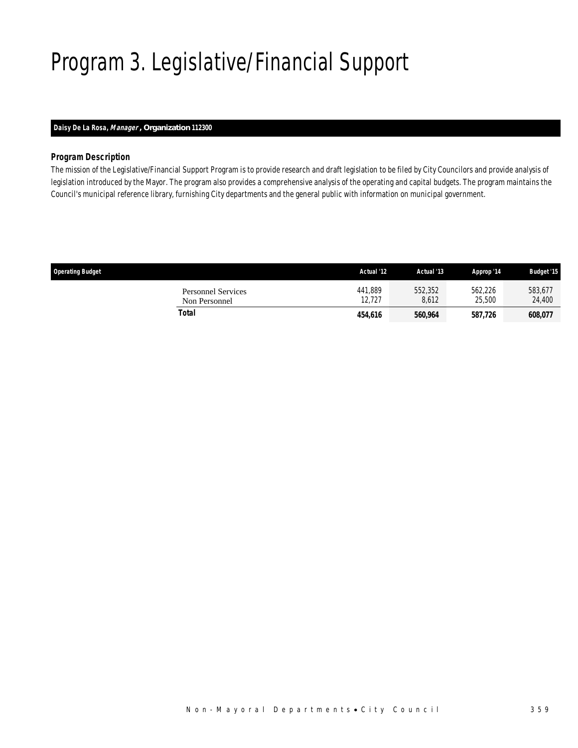# Program 3. Legislative/Financial Support

**Daisy De La Rosa, *Manager*, Organization 112300**

### *Program Description*

The mission of the Legislative/Financial Support Program is to provide research and draft legislation to be filed by City Councilors and provide analysis of legislation introduced by the Mayor. The program also provides a comprehensive analysis of the operating and capital budgets. The program maintains the Council's municipal reference library, furnishing City departments and the general public with information on municipal government.

| Operating Budget | | Actual '12 | Actual '13 | Approp '14 | Budget '15 |
|---|---|---|---|---|---|
| | Personnel Services | 441,889 | 552,352 | 562,226 | 583,677 |
| | Non Personnel | 12,727 | 8,612 | 25,500 | 24,400 |
| | **Total** | **454,616** | **560,964** | **587,726** | **608,077** |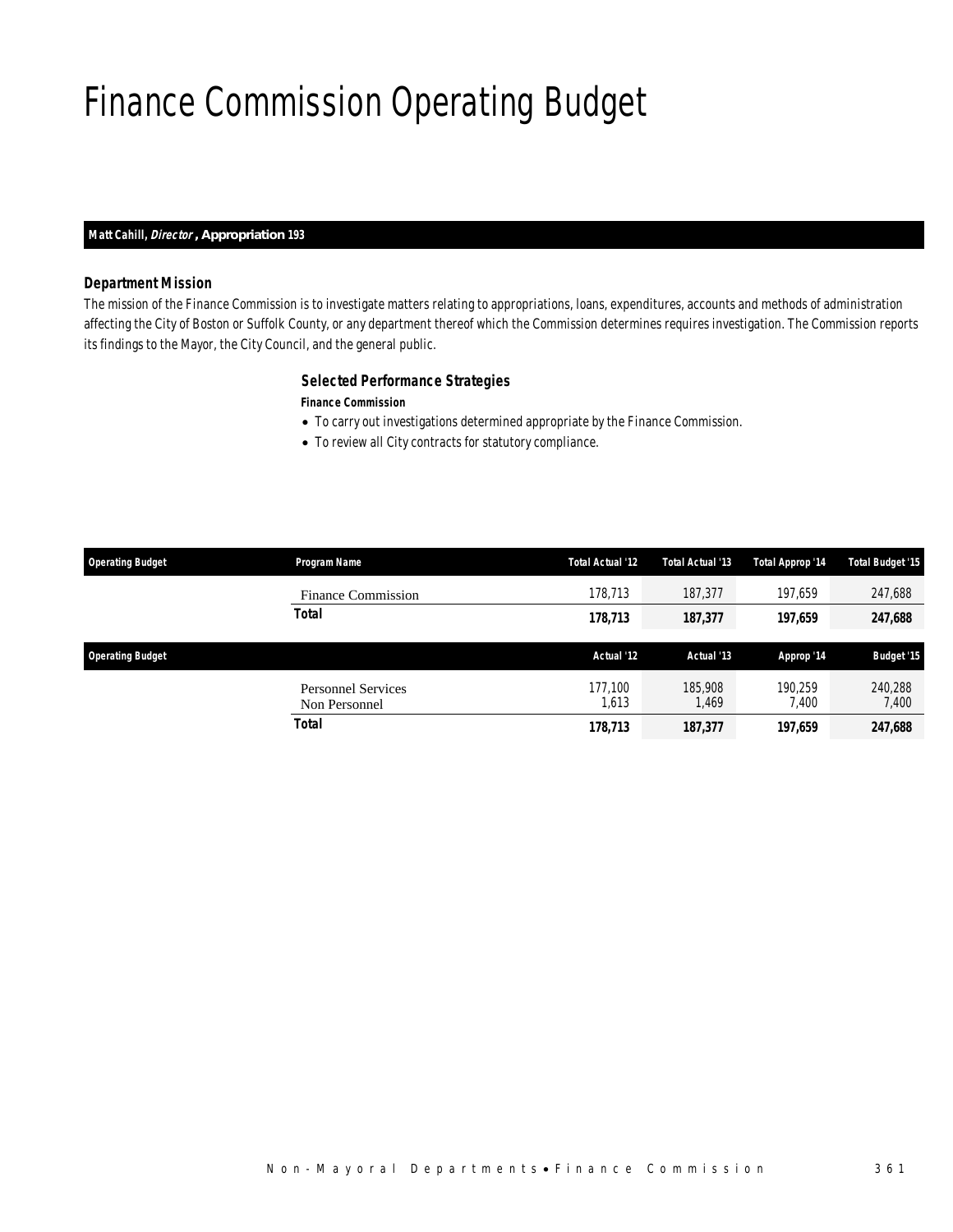# Finance Commission Operating Budget

**Matt Cahill, *Director*, Appropriation 193**

### Department Mission

*The mission of the Finance Commission is to investigate matters relating to appropriations, loans, expenditures, accounts and methods of administration affecting the City of Boston or Suffolk County, or any department thereof which the Commission determines requires investigation. The Commission reports its findings to the Mayor, the City Council, and the general public.*

### Selected Performance Strategies

**Finance Commission**

- To carry out investigations determined appropriate by the Finance Commission.
- To review all City contracts for statutory compliance.

| Operating Budget | Program Name | Total Actual '12 | Total Actual '13 | Total Approp '14 | Total Budget '15 |
|---|---|---|---|---|---|
| | Finance Commission | 178,713 | 187,377 | 197,659 | 247,688 |
| | **Total** | **178,713** | **187,377** | **197,659** | **247,688** |

| Operating Budget | | Actual '12 | Actual '13 | Approp '14 | Budget '15 |
|---|---|---|---|---|---|
| | Personnel Services | 177,100 | 185,908 | 190,259 | 240,288 |
| | Non Personnel | 1,613 | 1,469 | 7,400 | 7,400 |
| | **Total** | **178,713** | **187,377** | **197,659** | **247,688** |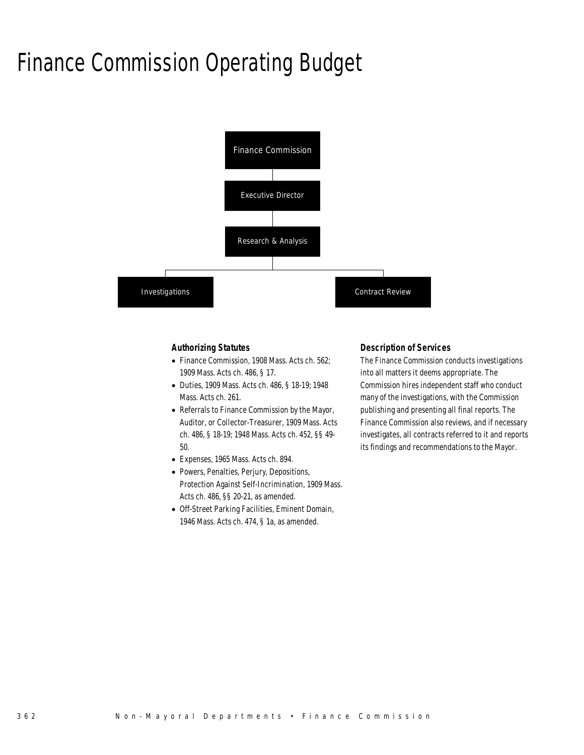# Finance Commission Operating Budget

Finance Commission

Executive Director

Research & Analysis

Investigations

Contract Review

### Authorizing Statutes

- Finance Commission, 1908 Mass. Acts ch. 562; 1909 Mass. Acts ch. 486, § 17.
- Duties, 1909 Mass. Acts ch. 486, § 18-19; 1948 Mass. Acts ch. 261.
- Referrals to Finance Commission by the Mayor, Auditor, or Collector-Treasurer, 1909 Mass. Acts ch. 486, § 18-19; 1948 Mass. Acts ch. 452, §§ 49-50.
- Expenses, 1965 Mass. Acts ch. 894.
- Powers, Penalties, Perjury, Depositions, Protection Against Self-Incrimination, 1909 Mass. Acts ch. 486, §§ 20-21, as amended.
- Off-Street Parking Facilities, Eminent Domain, 1946 Mass. Acts ch. 474, § 1a, as amended.

### Description of Services

The Finance Commission conducts investigations into all matters it deems appropriate. The Commission hires independent staff who conduct many of the investigations, with the Commission publishing and presenting all final reports. The Finance Commission also reviews, and if necessary investigates, all contracts referred to it and reports its findings and recommendations to the Mayor.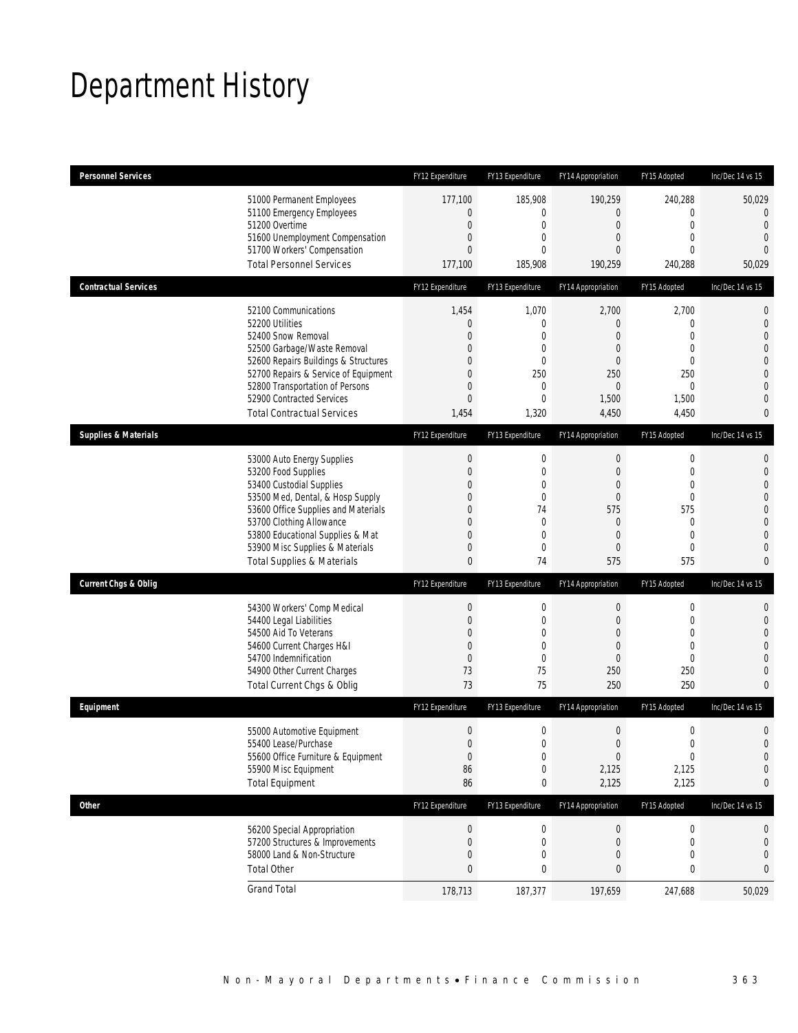# Department History

| Personnel Services | FY12 Expenditure | FY13 Expenditure | FY14 Appropriation | FY15 Adopted | Inc/Dec 14 vs 15 |
|---|---|---|---|---|---|
| 51000 Permanent Employees | 177,100 | 185,908 | 190,259 | 240,288 | 50,029 |
| 51100 Emergency Employees | 0 | 0 | 0 | 0 | 0 |
| 51200 Overtime | 0 | 0 | 0 | 0 | 0 |
| 51600 Unemployment Compensation | 0 | 0 | 0 | 0 | 0 |
| 51700 Workers' Compensation | 0 | 0 | 0 | 0 | 0 |
| Total Personnel Services | 177,100 | 185,908 | 190,259 | 240,288 | 50,029 |

| Contractual Services | FY12 Expenditure | FY13 Expenditure | FY14 Appropriation | FY15 Adopted | Inc/Dec 14 vs 15 |
|---|---|---|---|---|---|
| 52100 Communications | 1,454 | 1,070 | 2,700 | 2,700 | 0 |
| 52200 Utilities | 0 | 0 | 0 | 0 | 0 |
| 52400 Snow Removal | 0 | 0 | 0 | 0 | 0 |
| 52500 Garbage/Waste Removal | 0 | 0 | 0 | 0 | 0 |
| 52600 Repairs Buildings & Structures | 0 | 0 | 0 | 0 | 0 |
| 52700 Repairs & Service of Equipment | 0 | 250 | 250 | 250 | 0 |
| 52800 Transportation of Persons | 0 | 0 | 0 | 0 | 0 |
| 52900 Contracted Services | 0 | 0 | 1,500 | 1,500 | 0 |
| Total Contractual Services | 1,454 | 1,320 | 4,450 | 4,450 | 0 |

| Supplies & Materials | FY12 Expenditure | FY13 Expenditure | FY14 Appropriation | FY15 Adopted | Inc/Dec 14 vs 15 |
|---|---|---|---|---|---|
| 53000 Auto Energy Supplies | 0 | 0 | 0 | 0 | 0 |
| 53200 Food Supplies | 0 | 0 | 0 | 0 | 0 |
| 53400 Custodial Supplies | 0 | 0 | 0 | 0 | 0 |
| 53500 Med, Dental, & Hosp Supply | 0 | 0 | 0 | 0 | 0 |
| 53600 Office Supplies and Materials | 0 | 74 | 575 | 575 | 0 |
| 53700 Clothing Allowance | 0 | 0 | 0 | 0 | 0 |
| 53800 Educational Supplies & Mat | 0 | 0 | 0 | 0 | 0 |
| 53900 Misc Supplies & Materials | 0 | 0 | 0 | 0 | 0 |
| Total Supplies & Materials | 0 | 74 | 575 | 575 | 0 |

| Current Chgs & Oblig | FY12 Expenditure | FY13 Expenditure | FY14 Appropriation | FY15 Adopted | Inc/Dec 14 vs 15 |
|---|---|---|---|---|---|
| 54300 Workers' Comp Medical | 0 | 0 | 0 | 0 | 0 |
| 54400 Legal Liabilities | 0 | 0 | 0 | 0 | 0 |
| 54500 Aid To Veterans | 0 | 0 | 0 | 0 | 0 |
| 54600 Current Charges H&I | 0 | 0 | 0 | 0 | 0 |
| 54700 Indemnification | 0 | 0 | 0 | 0 | 0 |
| 54900 Other Current Charges | 73 | 75 | 250 | 250 | 0 |
| Total Current Chgs & Oblig | 73 | 75 | 250 | 250 | 0 |

| Equipment | FY12 Expenditure | FY13 Expenditure | FY14 Appropriation | FY15 Adopted | Inc/Dec 14 vs 15 |
|---|---|---|---|---|---|
| 55000 Automotive Equipment | 0 | 0 | 0 | 0 | 0 |
| 55400 Lease/Purchase | 0 | 0 | 0 | 0 | 0 |
| 55600 Office Furniture & Equipment | 0 | 0 | 0 | 0 | 0 |
| 55900 Misc Equipment | 86 | 0 | 2,125 | 2,125 | 0 |
| Total Equipment | 86 | 0 | 2,125 | 2,125 | 0 |

| Other | FY12 Expenditure | FY13 Expenditure | FY14 Appropriation | FY15 Adopted | Inc/Dec 14 vs 15 |
|---|---|---|---|---|---|
| 56200 Special Appropriation | 0 | 0 | 0 | 0 | 0 |
| 57200 Structures & Improvements | 0 | 0 | 0 | 0 | 0 |
| 58000 Land & Non-Structure | 0 | 0 | 0 | 0 | 0 |
| Total Other | 0 | 0 | 0 | 0 | 0 |
| Grand Total | 178,713 | 187,377 | 197,659 | 247,688 | 50,029 |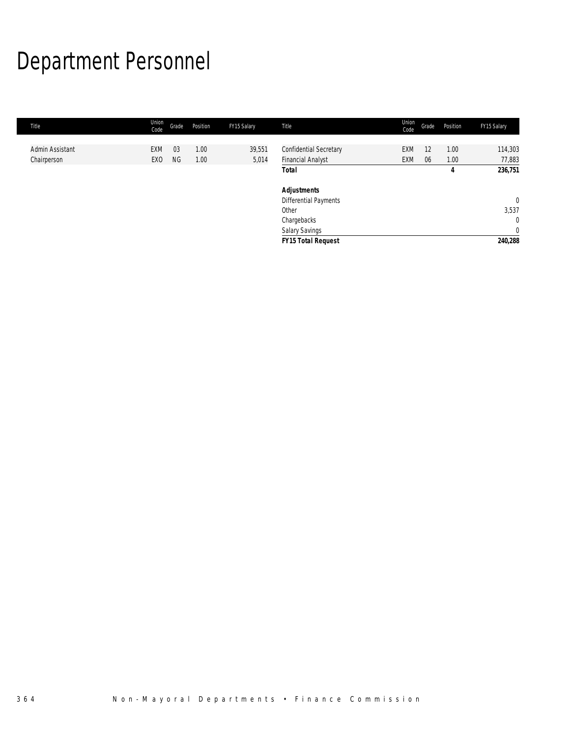# Department Personnel

| Title | Union Code | Grade | Position | FY15 Salary | Title | Union Code | Grade | Position | FY15 Salary |
|---|---|---|---|---|---|---|---|---|---|
| Admin Assistant | EXM | 03 | 1.00 | 39,551 | Confidential Secretary | EXM | 12 | 1.00 | 114,303 |
| Chairperson | EXO | NG | 1.00 | 5,014 | Financial Analyst | EXM | 06 | 1.00 | 77,883 |
| | | | | | **Total** | | | **4** | **236,751** |
| | | | | | | | | | |
| | | | | | ***Adjustments*** | | | | |
| | | | | | Differential Payments | | | | 0 |
| | | | | | Other | | | | 3,537 |
| | | | | | Chargebacks | | | | 0 |
| | | | | | Salary Savings | | | | 0 |
| | | | | | ***FY15 Total Request*** | | | | **240,288** |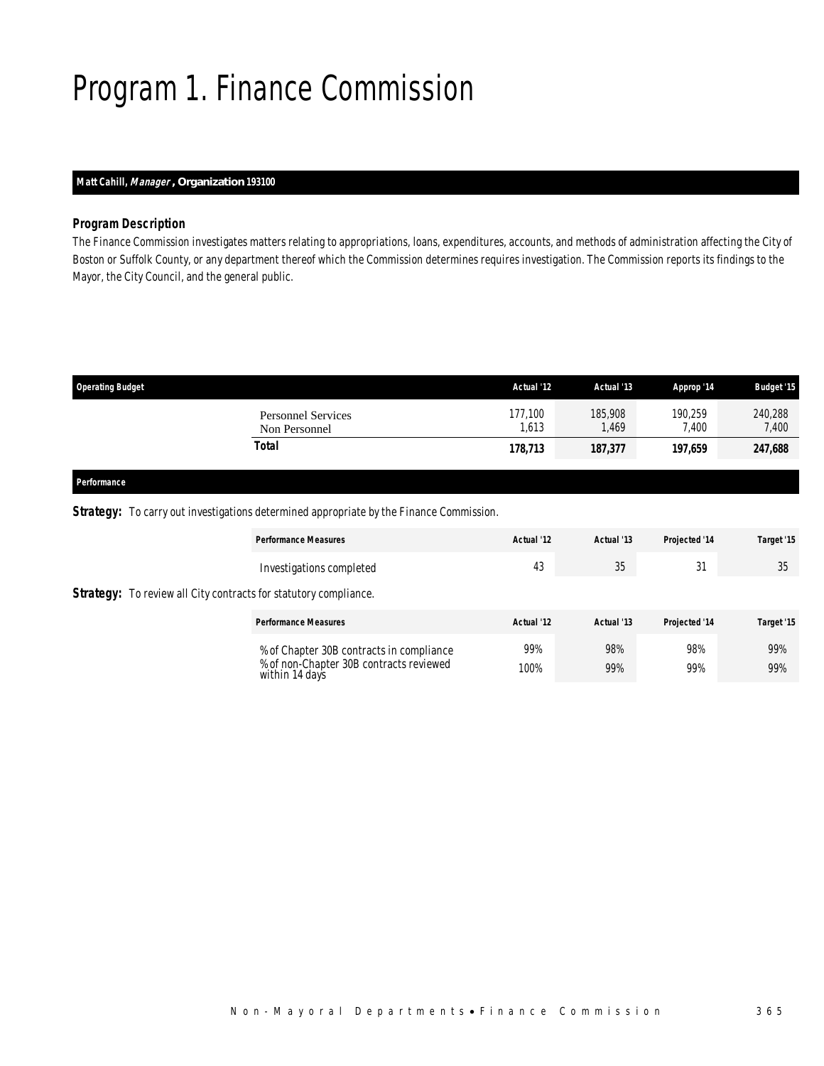# Program 1. Finance Commission

**Matt Cahill, *Manager*, Organization 193100**

### *Program Description*

*The Finance Commission investigates matters relating to appropriations, loans, expenditures, accounts, and methods of administration affecting the City of Boston or Suffolk County, or any department thereof which the Commission determines requires investigation. The Commission reports its findings to the Mayor, the City Council, and the general public.*

| Operating Budget | Actual '12 | Actual '13 | Approp '14 | Budget '15 |
|---|---|---|---|---|
| Personnel Services | 177,100 | 185,908 | 190,259 | 240,288 |
| Non Personnel | 1,613 | 1,469 | 7,400 | 7,400 |
| **Total** | **178,713** | **187,377** | **197,659** | **247,688** |

### Performance

**Strategy:** To carry out investigations determined appropriate by the Finance Commission.

| Performance Measures | Actual '12 | Actual '13 | Projected '14 | Target '15 |
|---|---|---|---|---|
| Investigations completed | 43 | 35 | 31 | 35 |

**Strategy:** To review all City contracts for statutory compliance.

| Performance Measures | Actual '12 | Actual '13 | Projected '14 | Target '15 |
|---|---|---|---|---|
| % of Chapter 30B contracts in compliance | 99% | 98% | 98% | 99% |
| % of non-Chapter 30B contracts reviewed within 14 days | 100% | 99% | 99% | 99% |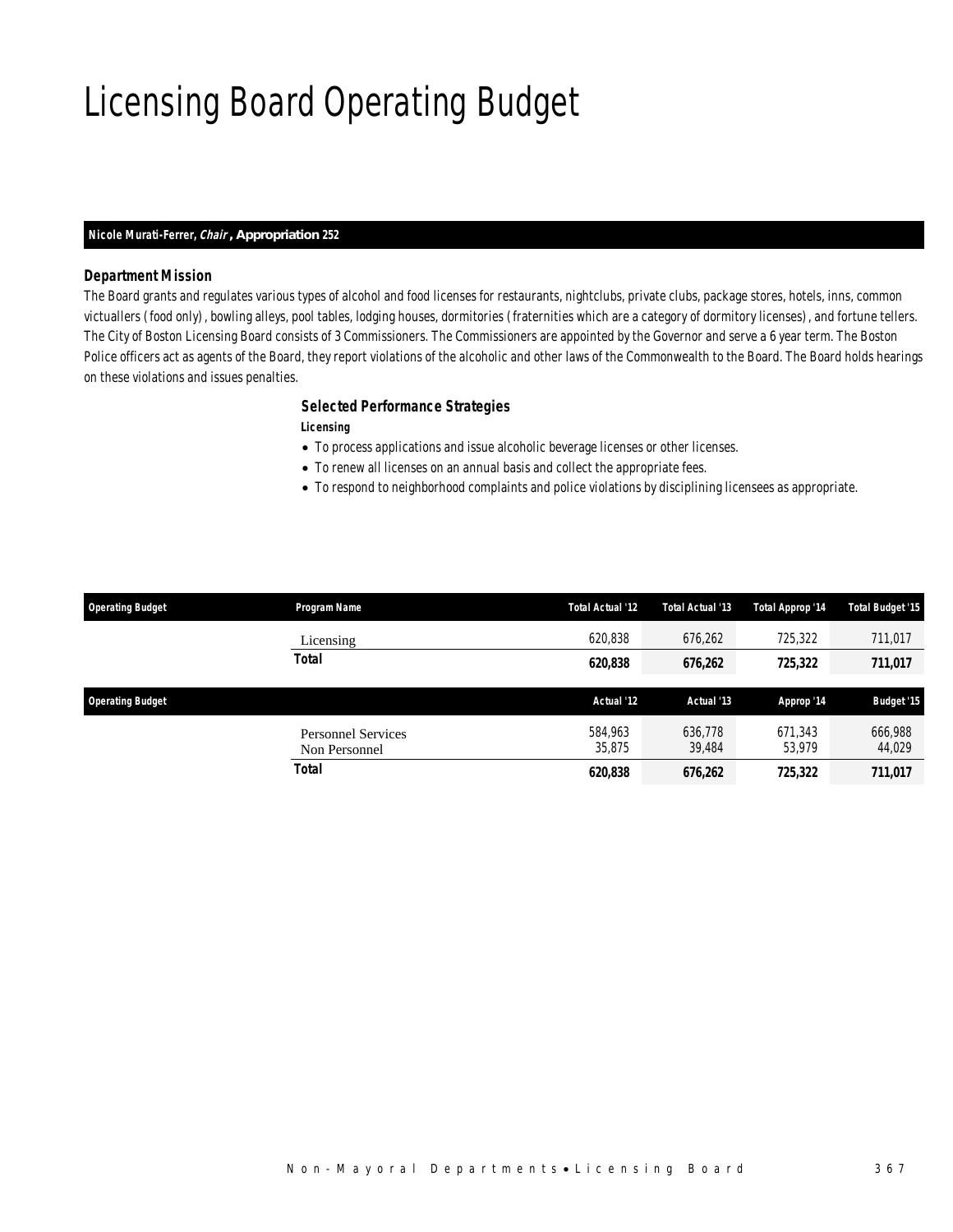# Licensing Board Operating Budget

**Nicole Murati-Ferrer, *Chair*, Appropriation 252**

### Department Mission

The Board grants and regulates various types of alcohol and food licenses for restaurants, nightclubs, private clubs, package stores, hotels, inns, common victuallers (food only), bowling alleys, pool tables, lodging houses, dormitories (fraternities which are a category of dormitory licenses), and fortune tellers. The City of Boston Licensing Board consists of 3 Commissioners. The Commissioners are appointed by the Governor and serve a 6 year term. The Boston Police officers act as agents of the Board, they report violations of the alcoholic and other laws of the Commonwealth to the Board. The Board holds hearings on these violations and issues penalties.

### Selected Performance Strategies

***Licensing***

- To process applications and issue alcoholic beverage licenses or other licenses.
- To renew all licenses on an annual basis and collect the appropriate fees.
- To respond to neighborhood complaints and police violations by disciplining licensees as appropriate.

| Operating Budget | Program Name | Total Actual '12 | Total Actual '13 | Total Approp '14 | Total Budget '15 |
|---|---|---|---|---|---|
| | Licensing | 620,838 | 676,262 | 725,322 | 711,017 |
| | **Total** | **620,838** | **676,262** | **725,322** | **711,017** |

| Operating Budget | | Actual '12 | Actual '13 | Approp '14 | Budget '15 |
|---|---|---|---|---|---|
| | Personnel Services | 584,963 | 636,778 | 671,343 | 666,988 |
| | Non Personnel | 35,875 | 39,484 | 53,979 | 44,029 |
| | **Total** | **620,838** | **676,262** | **725,322** | **711,017** |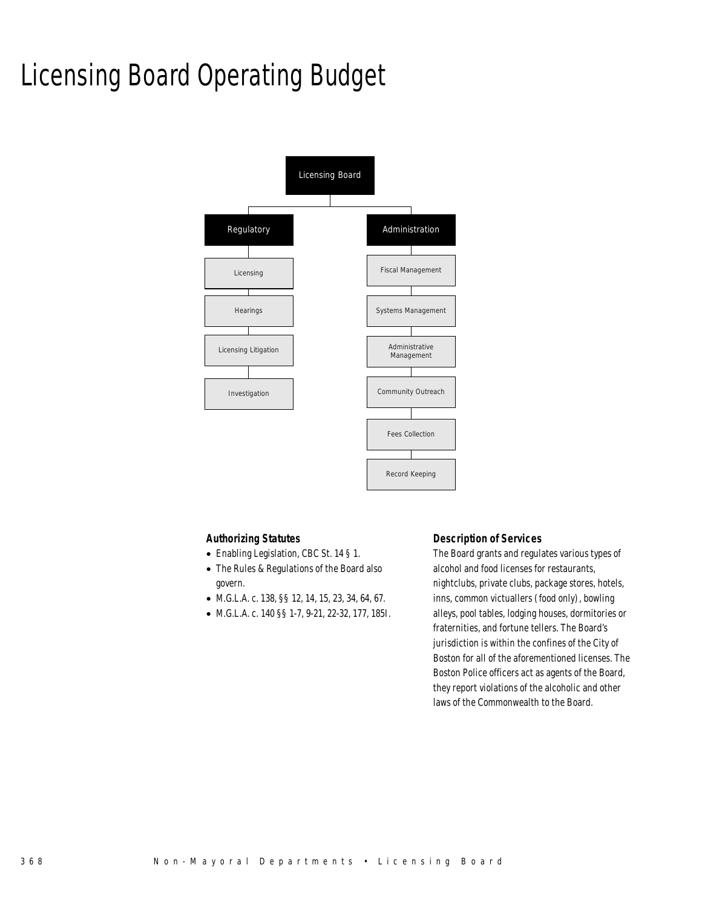# Licensing Board Operating Budget

- Licensing Board
  - Regulatory
    - Licensing
    - Hearings
    - Licensing Litigation
    - Investigation
  - Administration
    - Fiscal Management
    - Systems Management
    - Administrative Management
    - Community Outreach
    - Fees Collection
    - Record Keeping

### Authorizing Statutes

- Enabling Legislation, CBC St. 14 § 1.
- The Rules & Regulations of the Board also govern.
- M.G.L.A. c. 138, §§ 12, 14, 15, 23, 34, 64, 67.
- M.G.L.A. c. 140 §§ 1-7, 9-21, 22-32, 177, 185I.

### Description of Services

The Board grants and regulates various types of alcohol and food licenses for restaurants, nightclubs, private clubs, package stores, hotels, inns, common victuallers (food only), bowling alleys, pool tables, lodging houses, dormitories or fraternities, and fortune tellers. The Board's jurisdiction is within the confines of the City of Boston for all of the aforementioned licenses. The Boston Police officers act as agents of the Board, they report violations of the alcoholic and other laws of the Commonwealth to the Board.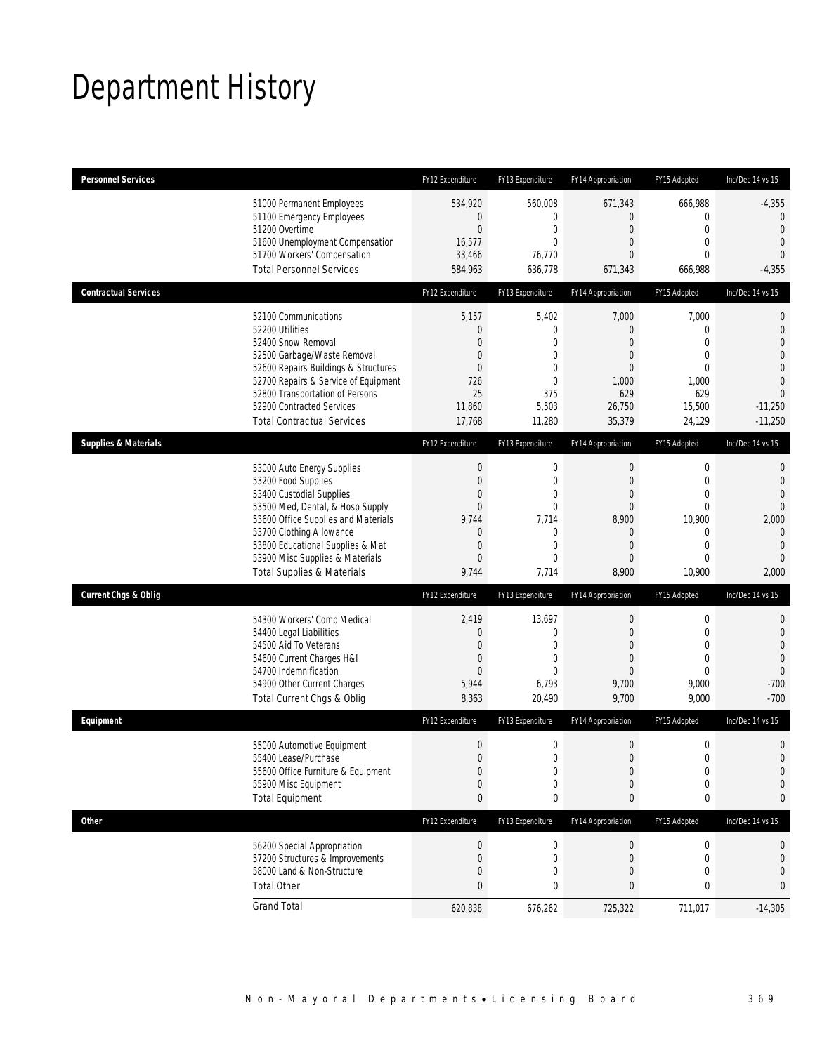# Department History

| Personnel Services | FY12 Expenditure | FY13 Expenditure | FY14 Appropriation | FY15 Adopted | Inc/Dec 14 vs 15 |
|---|---|---|---|---|---|
| 51000 Permanent Employees | 534,920 | 560,008 | 671,343 | 666,988 | -4,355 |
| 51100 Emergency Employees | 0 | 0 | 0 | 0 | 0 |
| 51200 Overtime | 0 | 0 | 0 | 0 | 0 |
| 51600 Unemployment Compensation | 16,577 | 0 | 0 | 0 | 0 |
| 51700 Workers' Compensation | 33,466 | 76,770 | 0 | 0 | 0 |
| Total Personnel Services | 584,963 | 636,778 | 671,343 | 666,988 | -4,355 |

| Contractual Services | FY12 Expenditure | FY13 Expenditure | FY14 Appropriation | FY15 Adopted | Inc/Dec 14 vs 15 |
|---|---|---|---|---|---|
| 52100 Communications | 5,157 | 5,402 | 7,000 | 7,000 | 0 |
| 52200 Utilities | 0 | 0 | 0 | 0 | 0 |
| 52400 Snow Removal | 0 | 0 | 0 | 0 | 0 |
| 52500 Garbage/Waste Removal | 0 | 0 | 0 | 0 | 0 |
| 52600 Repairs Buildings & Structures | 0 | 0 | 0 | 0 | 0 |
| 52700 Repairs & Service of Equipment | 726 | 0 | 1,000 | 1,000 | 0 |
| 52800 Transportation of Persons | 25 | 375 | 629 | 629 | 0 |
| 52900 Contracted Services | 11,860 | 5,503 | 26,750 | 15,500 | -11,250 |
| Total Contractual Services | 17,768 | 11,280 | 35,379 | 24,129 | -11,250 |

| Supplies & Materials | FY12 Expenditure | FY13 Expenditure | FY14 Appropriation | FY15 Adopted | Inc/Dec 14 vs 15 |
|---|---|---|---|---|---|
| 53000 Auto Energy Supplies | 0 | 0 | 0 | 0 | 0 |
| 53200 Food Supplies | 0 | 0 | 0 | 0 | 0 |
| 53400 Custodial Supplies | 0 | 0 | 0 | 0 | 0 |
| 53500 Med, Dental, & Hosp Supply | 0 | 0 | 0 | 0 | 0 |
| 53600 Office Supplies and Materials | 9,744 | 7,714 | 8,900 | 10,900 | 2,000 |
| 53700 Clothing Allowance | 0 | 0 | 0 | 0 | 0 |
| 53800 Educational Supplies & Mat | 0 | 0 | 0 | 0 | 0 |
| 53900 Misc Supplies & Materials | 0 | 0 | 0 | 0 | 0 |
| Total Supplies & Materials | 9,744 | 7,714 | 8,900 | 10,900 | 2,000 |

| Current Chgs & Oblig | FY12 Expenditure | FY13 Expenditure | FY14 Appropriation | FY15 Adopted | Inc/Dec 14 vs 15 |
|---|---|---|---|---|---|
| 54300 Workers' Comp Medical | 2,419 | 13,697 | 0 | 0 | 0 |
| 54400 Legal Liabilities | 0 | 0 | 0 | 0 | 0 |
| 54500 Aid To Veterans | 0 | 0 | 0 | 0 | 0 |
| 54600 Current Charges H&I | 0 | 0 | 0 | 0 | 0 |
| 54700 Indemnification | 0 | 0 | 0 | 0 | 0 |
| 54900 Other Current Charges | 5,944 | 6,793 | 9,700 | 9,000 | -700 |
| Total Current Chgs & Oblig | 8,363 | 20,490 | 9,700 | 9,000 | -700 |

| Equipment | FY12 Expenditure | FY13 Expenditure | FY14 Appropriation | FY15 Adopted | Inc/Dec 14 vs 15 |
|---|---|---|---|---|---|
| 55000 Automotive Equipment | 0 | 0 | 0 | 0 | 0 |
| 55400 Lease/Purchase | 0 | 0 | 0 | 0 | 0 |
| 55600 Office Furniture & Equipment | 0 | 0 | 0 | 0 | 0 |
| 55900 Misc Equipment | 0 | 0 | 0 | 0 | 0 |
| Total Equipment | 0 | 0 | 0 | 0 | 0 |

| Other | FY12 Expenditure | FY13 Expenditure | FY14 Appropriation | FY15 Adopted | Inc/Dec 14 vs 15 |
|---|---|---|---|---|---|
| 56200 Special Appropriation | 0 | 0 | 0 | 0 | 0 |
| 57200 Structures & Improvements | 0 | 0 | 0 | 0 | 0 |
| 58000 Land & Non-Structure | 0 | 0 | 0 | 0 | 0 |
| Total Other | 0 | 0 | 0 | 0 | 0 |
| Grand Total | 620,838 | 676,262 | 725,322 | 711,017 | -14,305 |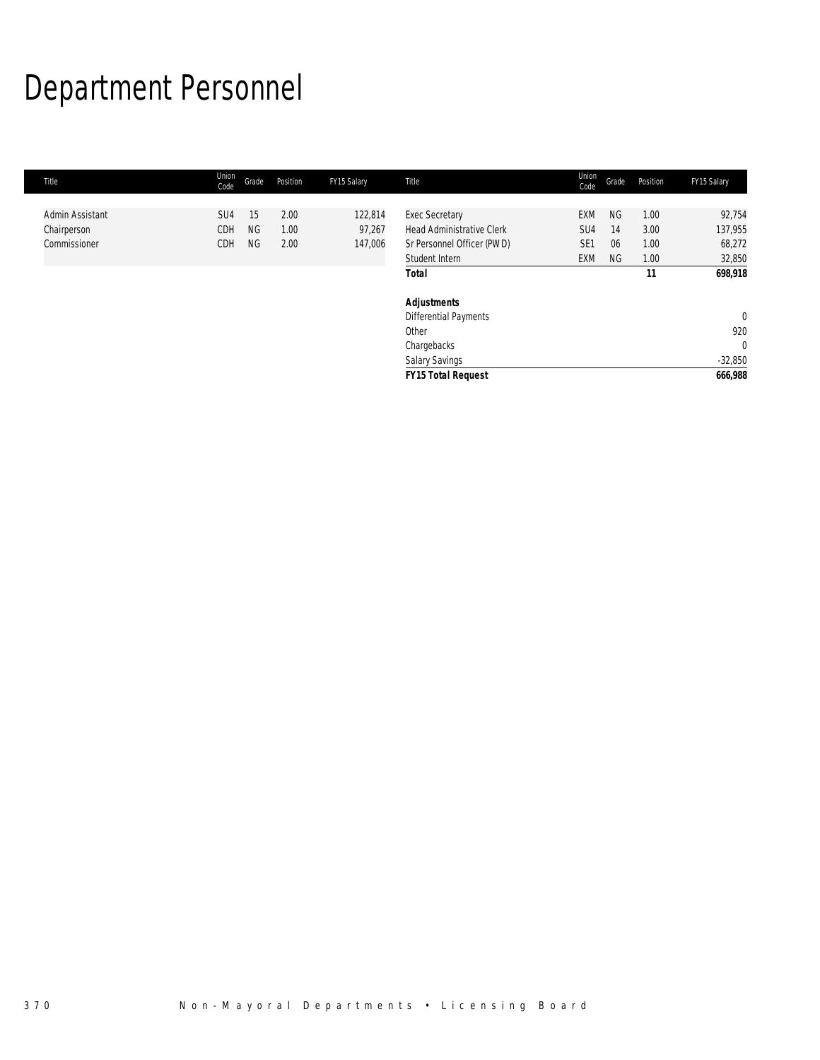# Department Personnel

| Title | Union Code | Grade | Position | FY15 Salary | Title | Union Code | Grade | Position | FY15 Salary |
|---|---|---|---|---|---|---|---|---|---|
| Admin Assistant | SU4 | 15 | 2.00 | 122,814 | Exec Secretary | EXM | NG | 1.00 | 92,754 |
| Chairperson | CDH | NG | 1.00 | 97,267 | Head Administrative Clerk | SU4 | 14 | 3.00 | 137,955 |
| Commissioner | CDH | NG | 2.00 | 147,006 | Sr Personnel Officer (PWD) | SE1 | 06 | 1.00 | 68,272 |
| | | | | | Student Intern | EXM | NG | 1.00 | 32,850 |
| | | | | | **Total** | | | **11** | **698,918** |
| | | | | | | | | | |
| | | | | | ***Adjustments*** | | | | |
| | | | | | Differential Payments | | | | 0 |
| | | | | | Other | | | | 920 |
| | | | | | Chargebacks | | | | 0 |
| | | | | | Salary Savings | | | | -32,850 |
| | | | | | ***FY15 Total Request*** | | | | **666,988** |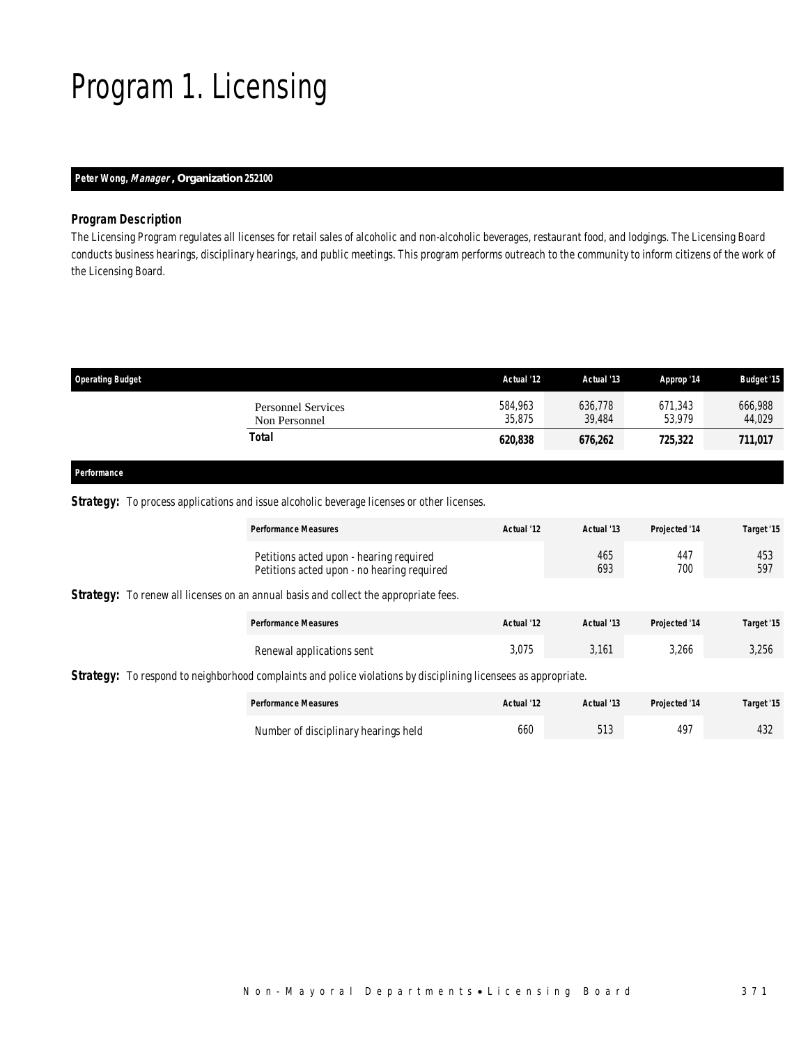# Program 1. Licensing

**Peter Wong, *Manager*, Organization 252100**

### Program Description

The Licensing Program regulates all licenses for retail sales of alcoholic and non-alcoholic beverages, restaurant food, and lodgings. The Licensing Board conducts business hearings, disciplinary hearings, and public meetings. This program performs outreach to the community to inform citizens of the work of the Licensing Board.

| Operating Budget | Actual '12 | Actual '13 | Approp '14 | Budget '15 |
|---|---|---|---|---|
| Personnel Services | 584,963 | 636,778 | 671,343 | 666,988 |
| Non Personnel | 35,875 | 39,484 | 53,979 | 44,029 |
| **Total** | **620,838** | **676,262** | **725,322** | **711,017** |

### Performance

**Strategy:** To process applications and issue alcoholic beverage licenses or other licenses.

| Performance Measures | Actual '12 | Actual '13 | Projected '14 | Target '15 |
|---|---|---|---|---|
| Petitions acted upon - hearing required | | 465 | 447 | 453 |
| Petitions acted upon - no hearing required | | 693 | 700 | 597 |

**Strategy:** To renew all licenses on an annual basis and collect the appropriate fees.

| Performance Measures | Actual '12 | Actual '13 | Projected '14 | Target '15 |
|---|---|---|---|---|
| Renewal applications sent | 3,075 | 3,161 | 3,266 | 3,256 |

**Strategy:** To respond to neighborhood complaints and police violations by disciplining licensees as appropriate.

| Performance Measures | Actual '12 | Actual '13 | Projected '14 | Target '15 |
|---|---|---|---|---|
| Number of disciplinary hearings held | 660 | 513 | 497 | 432 |